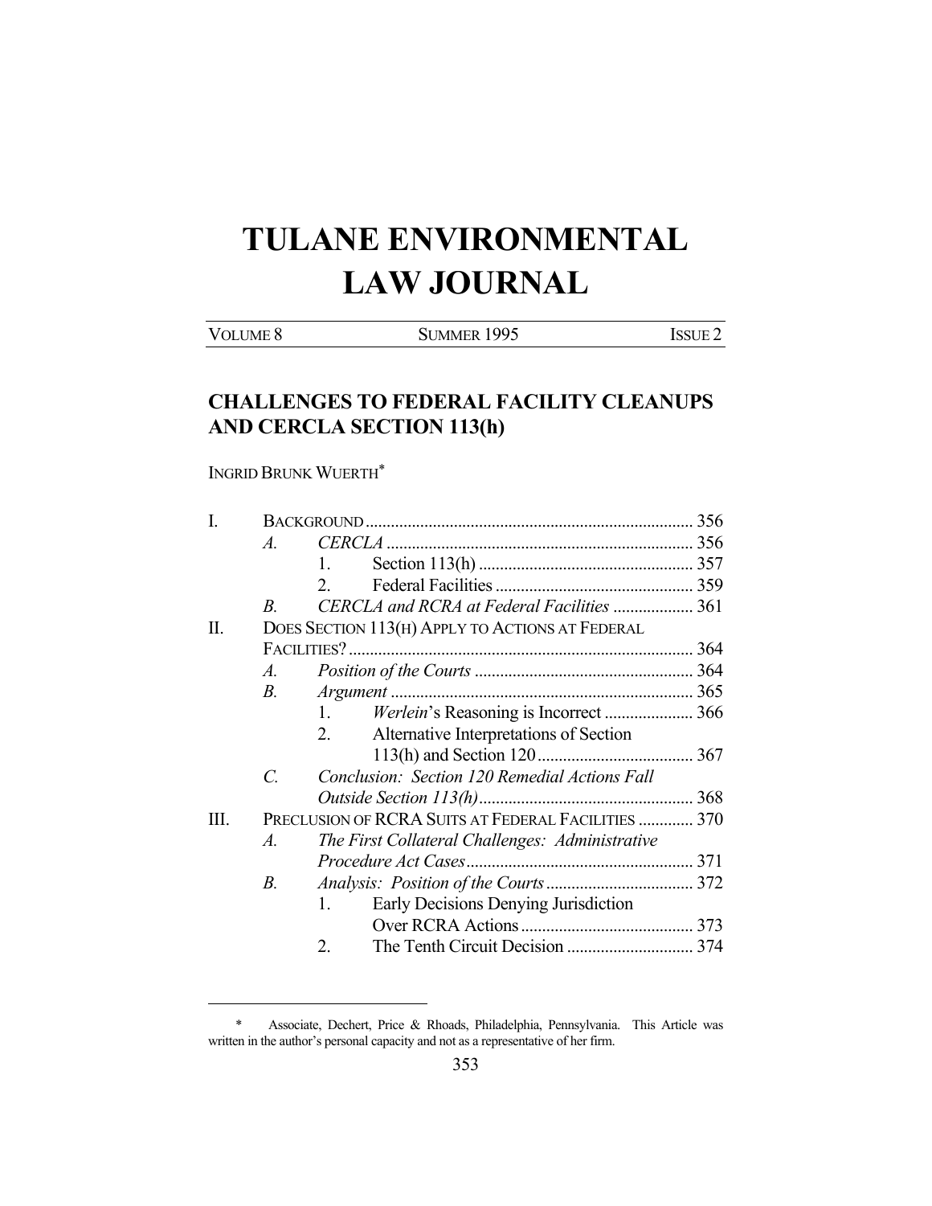# TULANE ENVIRONMENTAL LAW JOURNAL

| VOLUME 8 | SUMMER 1995 | ISSUE 2 |
|---|---|---|

## CHALLENGES TO FEDERAL FACILITY CLEANUPS AND CERCLA SECTION 113(h)

INGRID BRUNK WUERTH*

I. BACKGROUND ..... 356
  A. *CERCLA* ..... 356
    1. Section 113(h) ..... 357
    2. Federal Facilities ..... 359
  B. *CERCLA and RCRA at Federal Facilities* ..... 361
II. DOES SECTION 113(H) APPLY TO ACTIONS AT FEDERAL FACILITIES? ..... 364
  A. *Position of the Courts* ..... 364
  B. *Argument* ..... 365
    1. *Werlein*'s Reasoning is Incorrect ..... 366
    2. Alternative Interpretations of Section 113(h) and Section 120 ..... 367
  C. *Conclusion: Section 120 Remedial Actions Fall Outside Section 113(h)* ..... 368
III. PRECLUSION OF RCRA SUITS AT FEDERAL FACILITIES ..... 370
  A. *The First Collateral Challenges: Administrative Procedure Act Cases* ..... 371
  B. *Analysis: Position of the Courts* ..... 372
    1. Early Decisions Denying Jurisdiction Over RCRA Actions ..... 373
    2. The Tenth Circuit Decision ..... 374

---

\* Associate, Dechert, Price & Rhoads, Philadelphia, Pennsylvania. This Article was written in the author's personal capacity and not as a representative of her firm.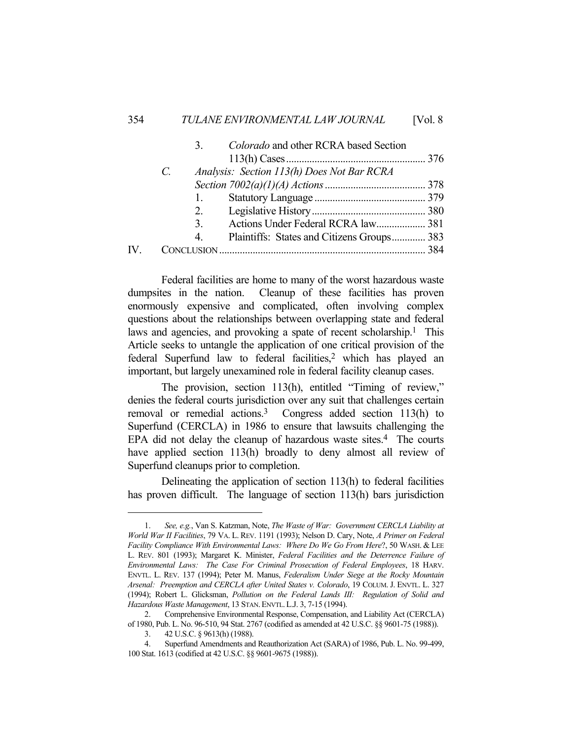3. *Colorado* and other RCRA based Section 113(h) Cases ..... 376

C. *Analysis: Section 113(h) Does Not Bar RCRA Section 7002(a)(1)(A) Actions* ..... 378

1. Statutory Language ..... 379
2. Legislative History ..... 380
3. Actions Under Federal RCRA law ..... 381
4. Plaintiffs: States and Citizens Groups ..... 383

IV. CONCLUSION ..... 384

Federal facilities are home to many of the worst hazardous waste dumpsites in the nation. Cleanup of these facilities has proven enormously expensive and complicated, often involving complex questions about the relationships between overlapping state and federal laws and agencies, and provoking a spate of recent scholarship.[1] This Article seeks to untangle the application of one critical provision of the federal Superfund law to federal facilities,[2] which has played an important, but largely unexamined role in federal facility cleanup cases.

The provision, section 113(h), entitled "Timing of review," denies the federal courts jurisdiction over any suit that challenges certain removal or remedial actions.[3] Congress added section 113(h) to Superfund (CERCLA) in 1986 to ensure that lawsuits challenging the EPA did not delay the cleanup of hazardous waste sites.[4] The courts have applied section 113(h) broadly to deny almost all review of Superfund cleanups prior to completion.

Delineating the application of section 113(h) to federal facilities has proven difficult. The language of section 113(h) bars jurisdiction

---

1. *See, e.g.*, Van S. Katzman, Note, *The Waste of War: Government CERCLA Liability at World War II Facilities*, 79 VA. L. REV. 1191 (1993); Nelson D. Cary, Note, *A Primer on Federal Facility Compliance With Environmental Laws: Where Do We Go From Here?*, 50 WASH. & LEE L. REV. 801 (1993); Margaret K. Minister, *Federal Facilities and the Deterrence Failure of Environmental Laws: The Case For Criminal Prosecution of Federal Employees*, 18 HARV. ENVTL. L. REV. 137 (1994); Peter M. Manus, *Federalism Under Siege at the Rocky Mountain Arsenal: Preemption and CERCLA after United States v. Colorado*, 19 COLUM. J. ENVTL. L. 327 (1994); Robert L. Glicksman, *Pollution on the Federal Lands III: Regulation of Solid and Hazardous Waste Management*, 13 STAN. ENVTL. L.J. 3, 7-15 (1994).

2. Comprehensive Environmental Response, Compensation, and Liability Act (CERCLA) of 1980, Pub. L. No. 96-510, 94 Stat. 2767 (codified as amended at 42 U.S.C. §§ 9601-75 (1988)).

3. 42 U.S.C. § 9613(h) (1988).

4. Superfund Amendments and Reauthorization Act (SARA) of 1986, Pub. L. No. 99-499, 100 Stat. 1613 (codified at 42 U.S.C. §§ 9601-9675 (1988)).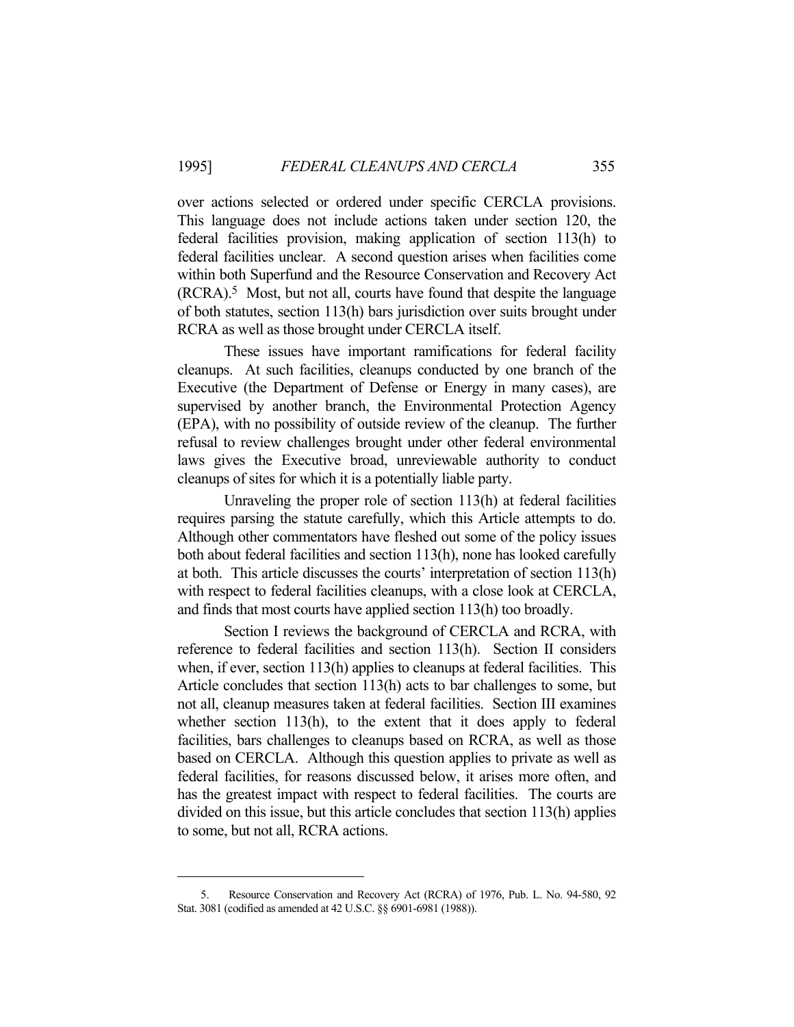over actions selected or ordered under specific CERCLA provisions. This language does not include actions taken under section 120, the federal facilities provision, making application of section 113(h) to federal facilities unclear. A second question arises when facilities come within both Superfund and the Resource Conservation and Recovery Act (RCRA).[5] Most, but not all, courts have found that despite the language of both statutes, section 113(h) bars jurisdiction over suits brought under RCRA as well as those brought under CERCLA itself.

These issues have important ramifications for federal facility cleanups. At such facilities, cleanups conducted by one branch of the Executive (the Department of Defense or Energy in many cases), are supervised by another branch, the Environmental Protection Agency (EPA), with no possibility of outside review of the cleanup. The further refusal to review challenges brought under other federal environmental laws gives the Executive broad, unreviewable authority to conduct cleanups of sites for which it is a potentially liable party.

Unraveling the proper role of section 113(h) at federal facilities requires parsing the statute carefully, which this Article attempts to do. Although other commentators have fleshed out some of the policy issues both about federal facilities and section 113(h), none has looked carefully at both. This article discusses the courts' interpretation of section 113(h) with respect to federal facilities cleanups, with a close look at CERCLA, and finds that most courts have applied section 113(h) too broadly.

Section I reviews the background of CERCLA and RCRA, with reference to federal facilities and section 113(h). Section II considers when, if ever, section 113(h) applies to cleanups at federal facilities. This Article concludes that section 113(h) acts to bar challenges to some, but not all, cleanup measures taken at federal facilities. Section III examines whether section 113(h), to the extent that it does apply to federal facilities, bars challenges to cleanups based on RCRA, as well as those based on CERCLA. Although this question applies to private as well as federal facilities, for reasons discussed below, it arises more often, and has the greatest impact with respect to federal facilities. The courts are divided on this issue, but this article concludes that section 113(h) applies to some, but not all, RCRA actions.

---

5. Resource Conservation and Recovery Act (RCRA) of 1976, Pub. L. No. 94-580, 92 Stat. 3081 (codified as amended at 42 U.S.C. §§ 6901-6981 (1988)).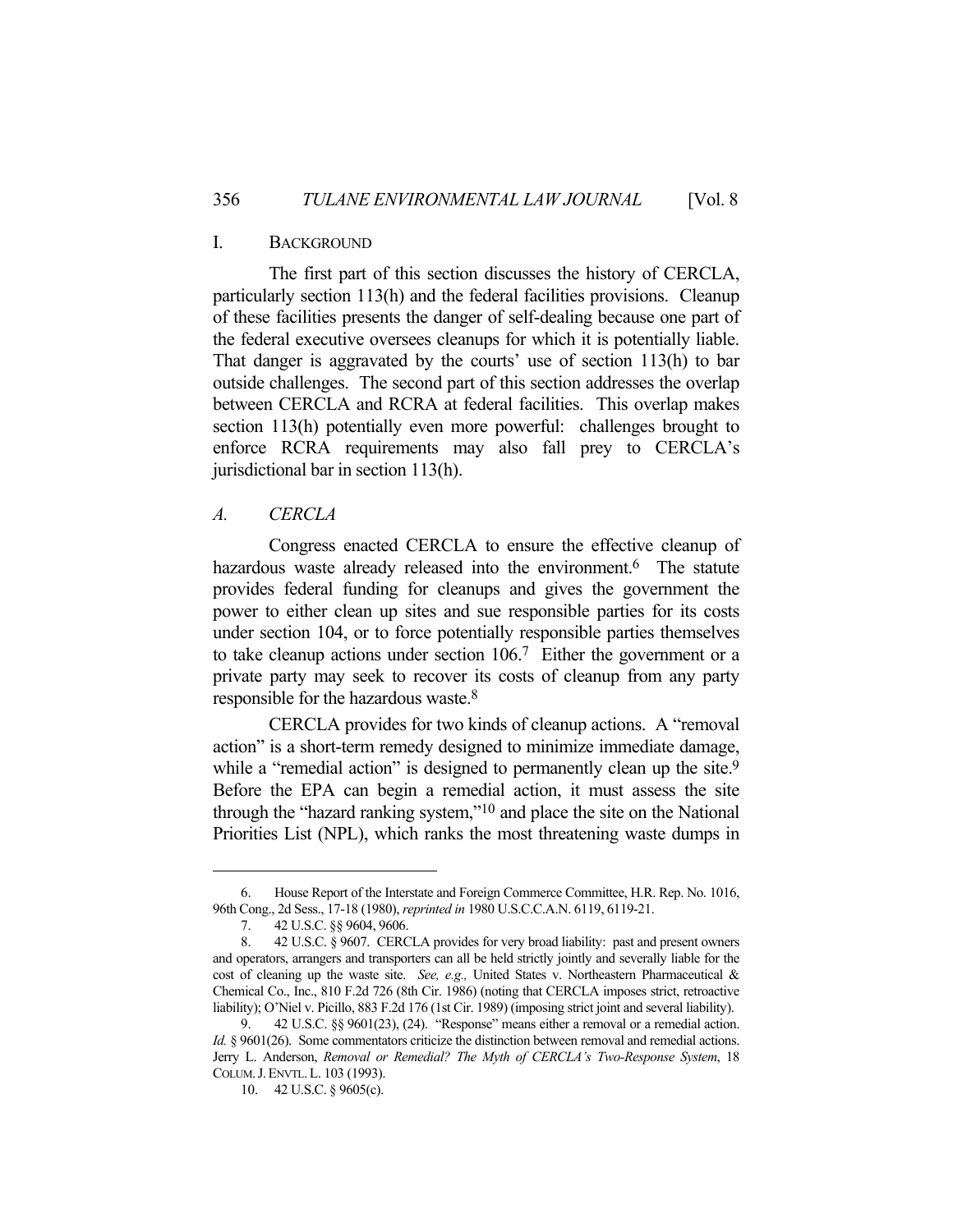## I. BACKGROUND

The first part of this section discusses the history of CERCLA, particularly section 113(h) and the federal facilities provisions. Cleanup of these facilities presents the danger of self-dealing because one part of the federal executive oversees cleanups for which it is potentially liable. That danger is aggravated by the courts' use of section 113(h) to bar outside challenges. The second part of this section addresses the overlap between CERCLA and RCRA at federal facilities. This overlap makes section 113(h) potentially even more powerful: challenges brought to enforce RCRA requirements may also fall prey to CERCLA's jurisdictional bar in section 113(h).

### A. *CERCLA*

Congress enacted CERCLA to ensure the effective cleanup of hazardous waste already released into the environment.[6] The statute provides federal funding for cleanups and gives the government the power to either clean up sites and sue responsible parties for its costs under section 104, or to force potentially responsible parties themselves to take cleanup actions under section 106.[7] Either the government or a private party may seek to recover its costs of cleanup from any party responsible for the hazardous waste.[8]

CERCLA provides for two kinds of cleanup actions. A "removal action" is a short-term remedy designed to minimize immediate damage, while a "remedial action" is designed to permanently clean up the site.[9] Before the EPA can begin a remedial action, it must assess the site through the "hazard ranking system,"[10] and place the site on the National Priorities List (NPL), which ranks the most threatening waste dumps in

---

6. House Report of the Interstate and Foreign Commerce Committee, H.R. Rep. No. 1016, 96th Cong., 2d Sess., 17-18 (1980), *reprinted in* 1980 U.S.C.C.A.N. 6119, 6119-21.

7. 42 U.S.C. §§ 9604, 9606.

8. 42 U.S.C. § 9607. CERCLA provides for very broad liability: past and present owners and operators, arrangers and transporters can all be held strictly jointly and severally liable for the cost of cleaning up the waste site. *See, e.g.,* United States v. Northeastern Pharmaceutical & Chemical Co., Inc., 810 F.2d 726 (8th Cir. 1986) (noting that CERCLA imposes strict, retroactive liability); O'Niel v. Picillo, 883 F.2d 176 (1st Cir. 1989) (imposing strict joint and several liability).

9. 42 U.S.C. §§ 9601(23), (24). "Response" means either a removal or a remedial action. *Id.* § 9601(26). Some commentators criticize the distinction between removal and remedial actions. Jerry L. Anderson, *Removal or Remedial? The Myth of CERCLA's Two-Response System*, 18 COLUM. J. ENVTL. L. 103 (1993).

10. 42 U.S.C. § 9605(c).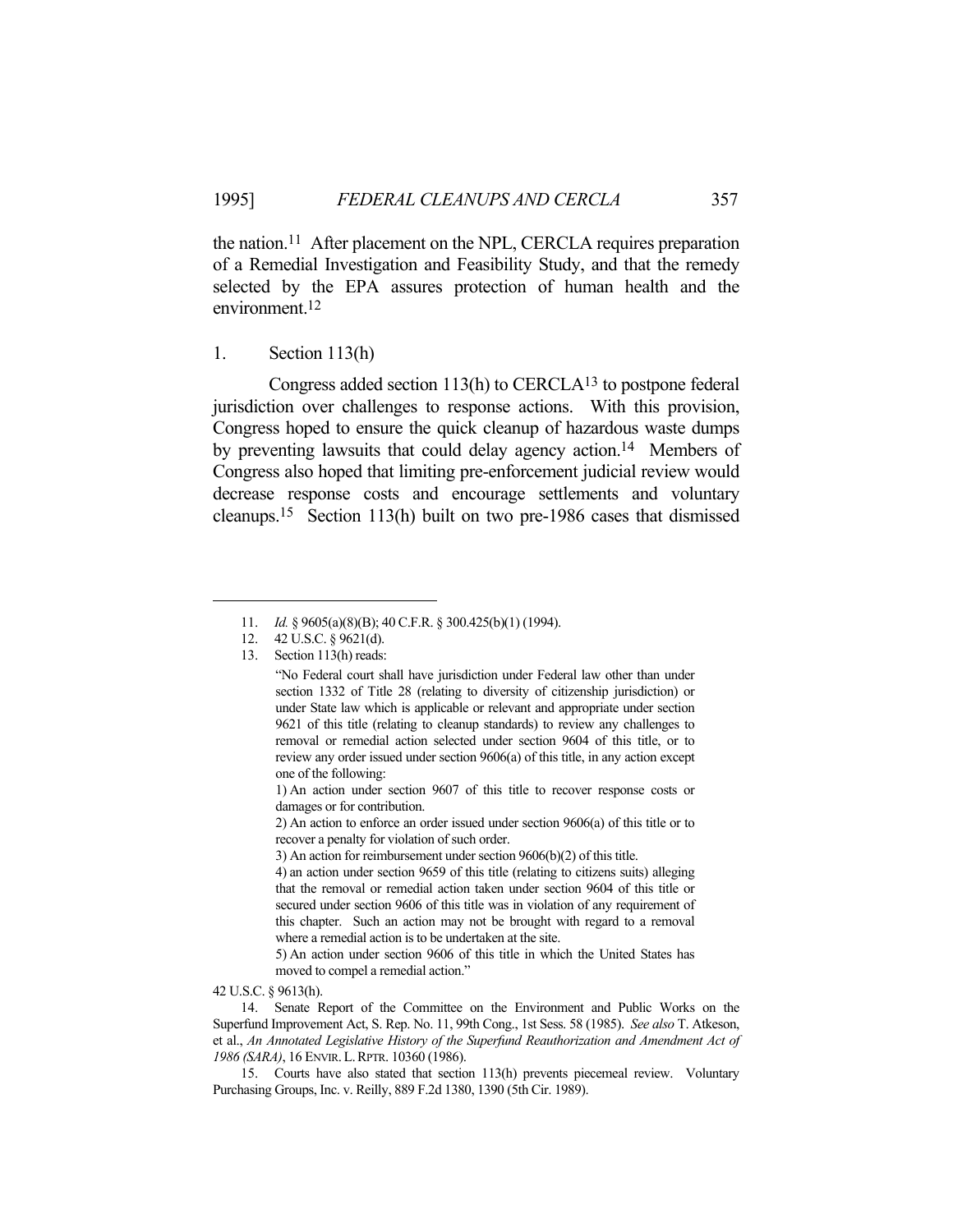the nation.[11] After placement on the NPL, CERCLA requires preparation of a Remedial Investigation and Feasibility Study, and that the remedy selected by the EPA assures protection of human health and the environment.[12]

1. Section 113(h)

Congress added section 113(h) to CERCLA[13] to postpone federal jurisdiction over challenges to response actions. With this provision, Congress hoped to ensure the quick cleanup of hazardous waste dumps by preventing lawsuits that could delay agency action.[14] Members of Congress also hoped that limiting pre-enforcement judicial review would decrease response costs and encourage settlements and voluntary cleanups.[15] Section 113(h) built on two pre-1986 cases that dismissed

---

11. *Id.* § 9605(a)(8)(B); 40 C.F.R. § 300.425(b)(1) (1994).

12. 42 U.S.C. § 9621(d).

13. Section 113(h) reads:

> "No Federal court shall have jurisdiction under Federal law other than under section 1332 of Title 28 (relating to diversity of citizenship jurisdiction) or under State law which is applicable or relevant and appropriate under section 9621 of this title (relating to cleanup standards) to review any challenges to removal or remedial action selected under section 9604 of this title, or to review any order issued under section 9606(a) of this title, in any action except one of the following:
>
> 1) An action under section 9607 of this title to recover response costs or damages or for contribution.
>
> 2) An action to enforce an order issued under section 9606(a) of this title or to recover a penalty for violation of such order.
>
> 3) An action for reimbursement under section 9606(b)(2) of this title.
>
> 4) an action under section 9659 of this title (relating to citizens suits) alleging that the removal or remedial action taken under section 9604 of this title or secured under section 9606 of this title was in violation of any requirement of this chapter. Such an action may not be brought with regard to a removal where a remedial action is to be undertaken at the site.
>
> 5) An action under section 9606 of this title in which the United States has moved to compel a remedial action."

42 U.S.C. § 9613(h).

14. Senate Report of the Committee on the Environment and Public Works on the Superfund Improvement Act, S. Rep. No. 11, 99th Cong., 1st Sess. 58 (1985). *See also* T. Atkeson, et al., *An Annotated Legislative History of the Superfund Reauthorization and Amendment Act of 1986 (SARA)*, 16 ENVIR. L. RPTR. 10360 (1986).

15. Courts have also stated that section 113(h) prevents piecemeal review. Voluntary Purchasing Groups, Inc. v. Reilly, 889 F.2d 1380, 1390 (5th Cir. 1989).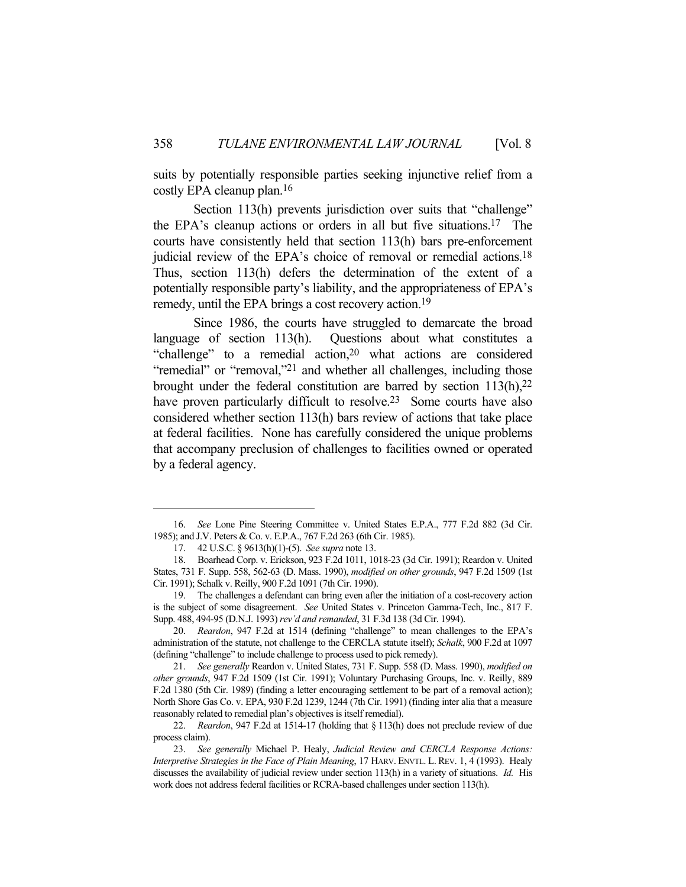suits by potentially responsible parties seeking injunctive relief from a costly EPA cleanup plan.[16]

Section 113(h) prevents jurisdiction over suits that "challenge" the EPA's cleanup actions or orders in all but five situations.[17] The courts have consistently held that section 113(h) bars pre-enforcement judicial review of the EPA's choice of removal or remedial actions.[18] Thus, section 113(h) defers the determination of the extent of a potentially responsible party's liability, and the appropriateness of EPA's remedy, until the EPA brings a cost recovery action.[19]

Since 1986, the courts have struggled to demarcate the broad language of section 113(h). Questions about what constitutes a "challenge" to a remedial action,[20] what actions are considered "remedial" or "removal,"[21] and whether all challenges, including those brought under the federal constitution are barred by section 113(h),[22] have proven particularly difficult to resolve.[23] Some courts have also considered whether section 113(h) bars review of actions that take place at federal facilities. None has carefully considered the unique problems that accompany preclusion of challenges to facilities owned or operated by a federal agency.

---

16. *See* Lone Pine Steering Committee v. United States E.P.A., 777 F.2d 882 (3d Cir. 1985); and J.V. Peters & Co. v. E.P.A., 767 F.2d 263 (6th Cir. 1985).

17. 42 U.S.C. § 9613(h)(1)-(5). *See supra* note 13.

18. Boarhead Corp. v. Erickson, 923 F.2d 1011, 1018-23 (3d Cir. 1991); Reardon v. United States, 731 F. Supp. 558, 562-63 (D. Mass. 1990), *modified on other grounds*, 947 F.2d 1509 (1st Cir. 1991); Schalk v. Reilly, 900 F.2d 1091 (7th Cir. 1990).

19. The challenges a defendant can bring even after the initiation of a cost-recovery action is the subject of some disagreement. *See* United States v. Princeton Gamma-Tech, Inc., 817 F. Supp. 488, 494-95 (D.N.J. 1993) *rev'd and remanded*, 31 F.3d 138 (3d Cir. 1994).

20. *Reardon*, 947 F.2d at 1514 (defining "challenge" to mean challenges to the EPA's administration of the statute, not challenge to the CERCLA statute itself); *Schalk*, 900 F.2d at 1097 (defining "challenge" to include challenge to process used to pick remedy).

21. *See generally* Reardon v. United States, 731 F. Supp. 558 (D. Mass. 1990), *modified on other grounds*, 947 F.2d 1509 (1st Cir. 1991); Voluntary Purchasing Groups, Inc. v. Reilly, 889 F.2d 1380 (5th Cir. 1989) (finding a letter encouraging settlement to be part of a removal action); North Shore Gas Co. v. EPA, 930 F.2d 1239, 1244 (7th Cir. 1991) (finding inter alia that a measure reasonably related to remedial plan's objectives is itself remedial).

22. *Reardon*, 947 F.2d at 1514-17 (holding that § 113(h) does not preclude review of due process claim).

23. *See generally* Michael P. Healy, *Judicial Review and CERCLA Response Actions: Interpretive Strategies in the Face of Plain Meaning*, 17 HARV. ENVTL. L. REV. 1, 4 (1993). Healy discusses the availability of judicial review under section 113(h) in a variety of situations. *Id.* His work does not address federal facilities or RCRA-based challenges under section 113(h).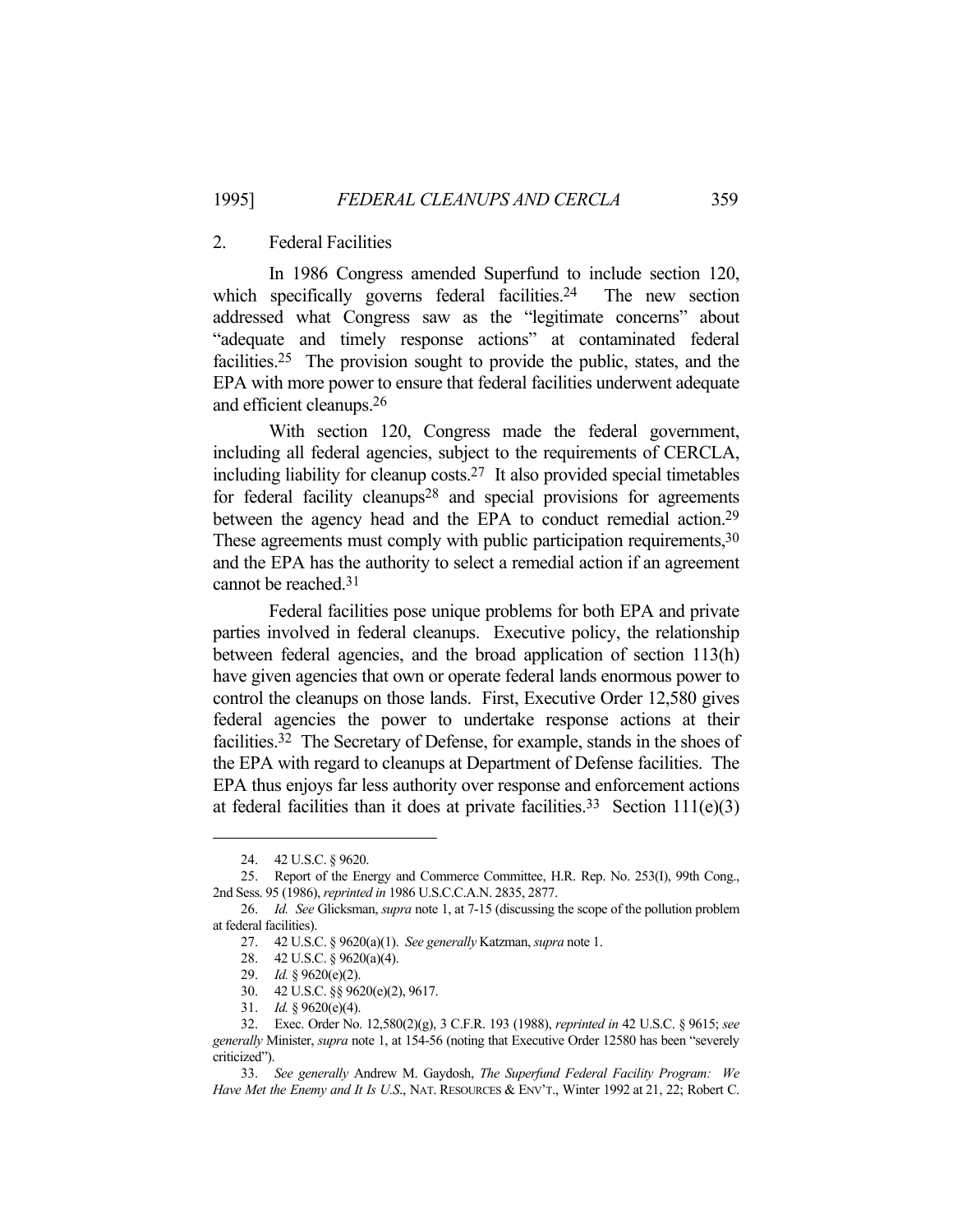### 2. Federal Facilities

In 1986 Congress amended Superfund to include section 120, which specifically governs federal facilities.[24] The new section addressed what Congress saw as the "legitimate concerns" about "adequate and timely response actions" at contaminated federal facilities.[25] The provision sought to provide the public, states, and the EPA with more power to ensure that federal facilities underwent adequate and efficient cleanups.[26]

With section 120, Congress made the federal government, including all federal agencies, subject to the requirements of CERCLA, including liability for cleanup costs.[27] It also provided special timetables for federal facility cleanups[28] and special provisions for agreements between the agency head and the EPA to conduct remedial action.[29] These agreements must comply with public participation requirements,[30] and the EPA has the authority to select a remedial action if an agreement cannot be reached.[31]

Federal facilities pose unique problems for both EPA and private parties involved in federal cleanups. Executive policy, the relationship between federal agencies, and the broad application of section 113(h) have given agencies that own or operate federal lands enormous power to control the cleanups on those lands. First, Executive Order 12,580 gives federal agencies the power to undertake response actions at their facilities.[32] The Secretary of Defense, for example, stands in the shoes of the EPA with regard to cleanups at Department of Defense facilities. The EPA thus enjoys far less authority over response and enforcement actions at federal facilities than it does at private facilities.[33] Section 111(e)(3)

---

24. 42 U.S.C. § 9620.

25. Report of the Energy and Commerce Committee, H.R. Rep. No. 253(I), 99th Cong., 2nd Sess. 95 (1986), *reprinted in* 1986 U.S.C.C.A.N. 2835, 2877.

26. *Id. See* Glicksman, *supra* note 1, at 7-15 (discussing the scope of the pollution problem at federal facilities).

27. 42 U.S.C. § 9620(a)(1). *See generally* Katzman, *supra* note 1.

28. 42 U.S.C. § 9620(a)(4).

29. *Id.* § 9620(e)(2).

30. 42 U.S.C. §§ 9620(e)(2), 9617.

31. *Id.* § 9620(e)(4).

32. Exec. Order No. 12,580(2)(g), 3 C.F.R. 193 (1988), *reprinted in* 42 U.S.C. § 9615; *see generally* Minister, *supra* note 1, at 154-56 (noting that Executive Order 12580 has been "severely criticized").

33. *See generally* Andrew M. Gaydosh, *The Superfund Federal Facility Program: We Have Met the Enemy and It Is U.S.*, NAT. RESOURCES & ENV'T., Winter 1992 at 21, 22; Robert C.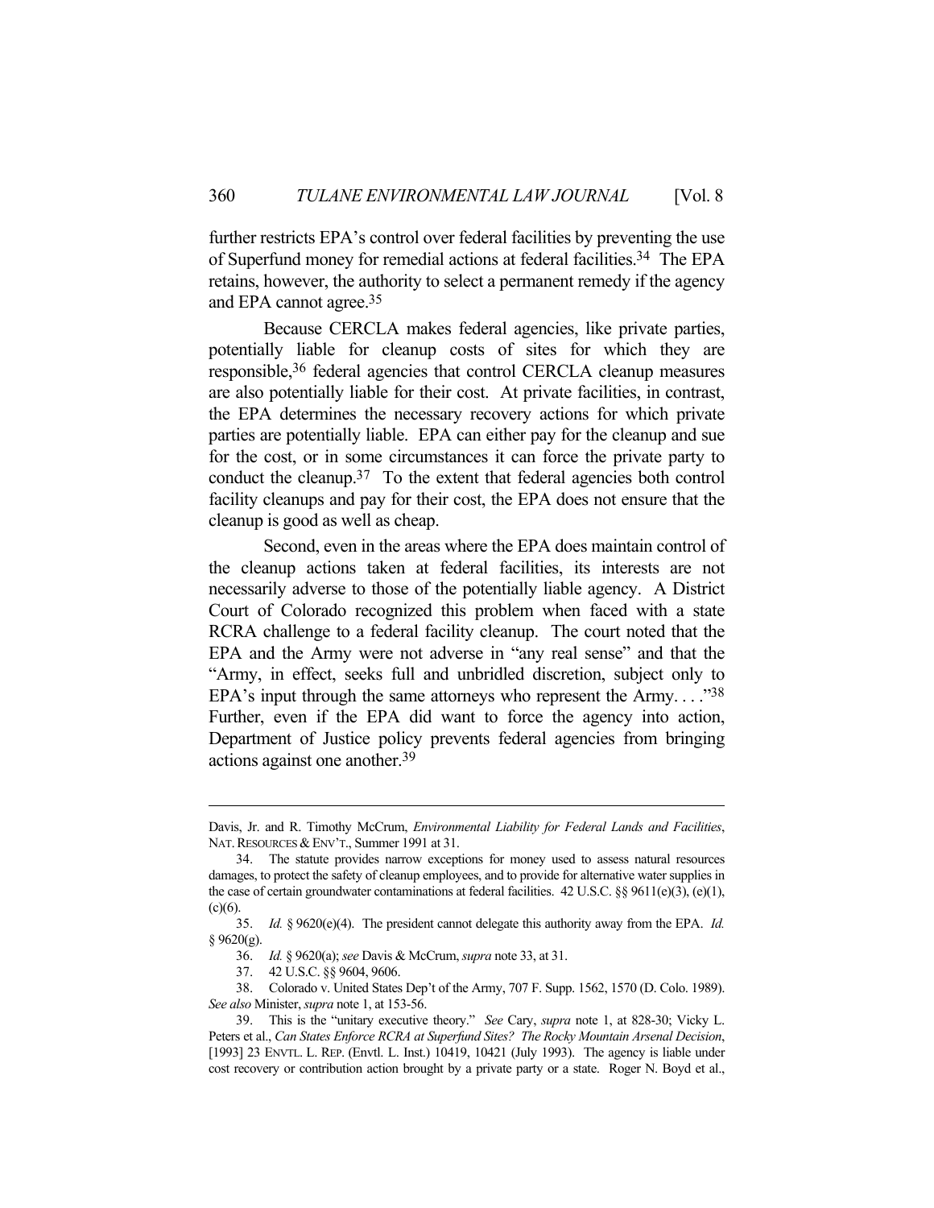further restricts EPA's control over federal facilities by preventing the use of Superfund money for remedial actions at federal facilities.[34] The EPA retains, however, the authority to select a permanent remedy if the agency and EPA cannot agree.[35]

Because CERCLA makes federal agencies, like private parties, potentially liable for cleanup costs of sites for which they are responsible,[36] federal agencies that control CERCLA cleanup measures are also potentially liable for their cost. At private facilities, in contrast, the EPA determines the necessary recovery actions for which private parties are potentially liable. EPA can either pay for the cleanup and sue for the cost, or in some circumstances it can force the private party to conduct the cleanup.[37] To the extent that federal agencies both control facility cleanups and pay for their cost, the EPA does not ensure that the cleanup is good as well as cheap.

Second, even in the areas where the EPA does maintain control of the cleanup actions taken at federal facilities, its interests are not necessarily adverse to those of the potentially liable agency. A District Court of Colorado recognized this problem when faced with a state RCRA challenge to a federal facility cleanup. The court noted that the EPA and the Army were not adverse in "any real sense" and that the "Army, in effect, seeks full and unbridled discretion, subject only to EPA's input through the same attorneys who represent the Army. . . ."[38] Further, even if the EPA did want to force the agency into action, Department of Justice policy prevents federal agencies from bringing actions against one another.[39]

---

Davis, Jr. and R. Timothy McCrum, *Environmental Liability for Federal Lands and Facilities*, NAT. RESOURCES & ENV'T., Summer 1991 at 31.

34. The statute provides narrow exceptions for money used to assess natural resources damages, to protect the safety of cleanup employees, and to provide for alternative water supplies in the case of certain groundwater contaminations at federal facilities. 42 U.S.C. §§ 9611(e)(3), (e)(1), (c)(6).

35. *Id.* § 9620(e)(4). The president cannot delegate this authority away from the EPA. *Id.* § 9620(g).

36. *Id.* § 9620(a); *see* Davis & McCrum, *supra* note 33, at 31.

37. 42 U.S.C. §§ 9604, 9606.

38. Colorado v. United States Dep't of the Army, 707 F. Supp. 1562, 1570 (D. Colo. 1989). *See also* Minister, *supra* note 1, at 153-56.

39. This is the "unitary executive theory." *See* Cary, *supra* note 1, at 828-30; Vicky L. Peters et al., *Can States Enforce RCRA at Superfund Sites? The Rocky Mountain Arsenal Decision*, [1993] 23 ENVTL. L. REP. (Envtl. L. Inst.) 10419, 10421 (July 1993). The agency is liable under cost recovery or contribution action brought by a private party or a state. Roger N. Boyd et al.,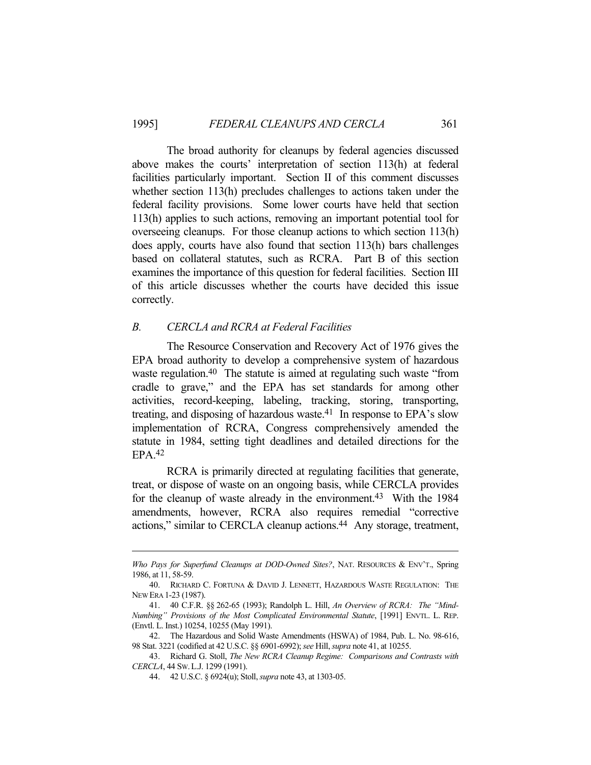The broad authority for cleanups by federal agencies discussed above makes the courts' interpretation of section 113(h) at federal facilities particularly important. Section II of this comment discusses whether section 113(h) precludes challenges to actions taken under the federal facility provisions. Some lower courts have held that section 113(h) applies to such actions, removing an important potential tool for overseeing cleanups. For those cleanup actions to which section 113(h) does apply, courts have also found that section 113(h) bars challenges based on collateral statutes, such as RCRA. Part B of this section examines the importance of this question for federal facilities. Section III of this article discusses whether the courts have decided this issue correctly.

### *B. CERCLA and RCRA at Federal Facilities*

The Resource Conservation and Recovery Act of 1976 gives the EPA broad authority to develop a comprehensive system of hazardous waste regulation.[40] The statute is aimed at regulating such waste "from cradle to grave," and the EPA has set standards for among other activities, record-keeping, labeling, tracking, storing, transporting, treating, and disposing of hazardous waste.[41] In response to EPA's slow implementation of RCRA, Congress comprehensively amended the statute in 1984, setting tight deadlines and detailed directions for the EPA.[42]

RCRA is primarily directed at regulating facilities that generate, treat, or dispose of waste on an ongoing basis, while CERCLA provides for the cleanup of waste already in the environment.[43] With the 1984 amendments, however, RCRA also requires remedial "corrective actions," similar to CERCLA cleanup actions.[44] Any storage, treatment,

---

*Who Pays for Superfund Cleanups at DOD-Owned Sites?*, NAT. RESOURCES & ENV'T., Spring 1986, at 11, 58-59.

40. RICHARD C. FORTUNA & DAVID J. LENNETT, HAZARDOUS WASTE REGULATION: THE NEW ERA 1-23 (1987).

41. 40 C.F.R. §§ 262-65 (1993); Randolph L. Hill, *An Overview of RCRA: The "Mind-Numbing" Provisions of the Most Complicated Environmental Statute*, [1991] ENVTL. L. REP. (Envtl. L. Inst.) 10254, 10255 (May 1991).

42. The Hazardous and Solid Waste Amendments (HSWA) of 1984, Pub. L. No. 98-616, 98 Stat. 3221 (codified at 42 U.S.C. §§ 6901-6992); *see* Hill, *supra* note 41, at 10255.

43. Richard G. Stoll, *The New RCRA Cleanup Regime: Comparisons and Contrasts with CERCLA*, 44 SW. L.J. 1299 (1991).

44. 42 U.S.C. § 6924(u); Stoll, *supra* note 43, at 1303-05.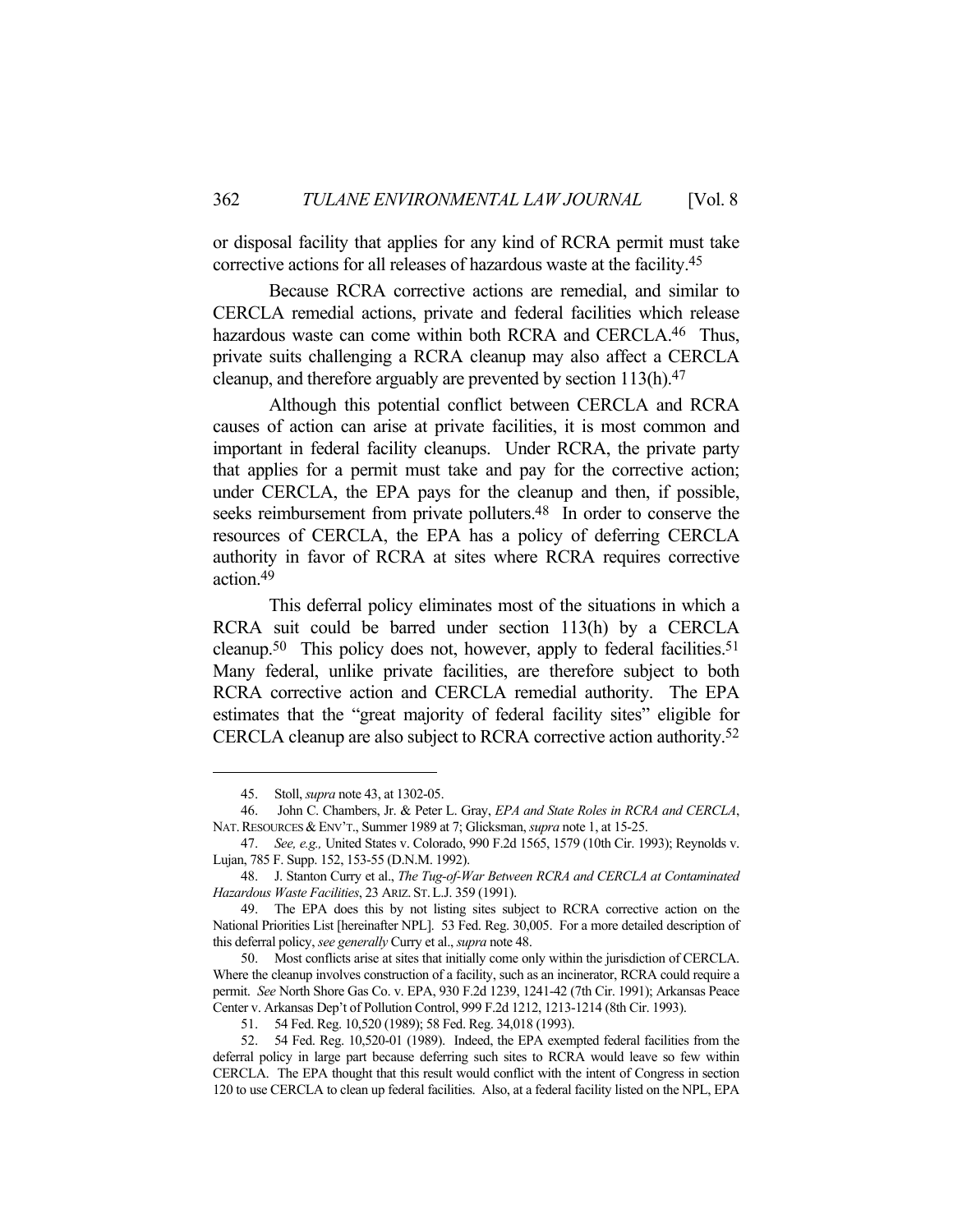or disposal facility that applies for any kind of RCRA permit must take corrective actions for all releases of hazardous waste at the facility.[45]

Because RCRA corrective actions are remedial, and similar to CERCLA remedial actions, private and federal facilities which release hazardous waste can come within both RCRA and CERCLA.[46] Thus, private suits challenging a RCRA cleanup may also affect a CERCLA cleanup, and therefore arguably are prevented by section 113(h).[47]

Although this potential conflict between CERCLA and RCRA causes of action can arise at private facilities, it is most common and important in federal facility cleanups. Under RCRA, the private party that applies for a permit must take and pay for the corrective action; under CERCLA, the EPA pays for the cleanup and then, if possible, seeks reimbursement from private polluters.[48] In order to conserve the resources of CERCLA, the EPA has a policy of deferring CERCLA authority in favor of RCRA at sites where RCRA requires corrective action.[49]

This deferral policy eliminates most of the situations in which a RCRA suit could be barred under section 113(h) by a CERCLA cleanup.[50] This policy does not, however, apply to federal facilities.[51] Many federal, unlike private facilities, are therefore subject to both RCRA corrective action and CERCLA remedial authority. The EPA estimates that the "great majority of federal facility sites" eligible for CERCLA cleanup are also subject to RCRA corrective action authority.[52]

---

45. Stoll, *supra* note 43, at 1302-05.

46. John C. Chambers, Jr. & Peter L. Gray, *EPA and State Roles in RCRA and CERCLA*, NAT. RESOURCES & ENV'T., Summer 1989 at 7; Glicksman, *supra* note 1, at 15-25.

47. *See, e.g.,* United States v. Colorado, 990 F.2d 1565, 1579 (10th Cir. 1993); Reynolds v. Lujan, 785 F. Supp. 152, 153-55 (D.N.M. 1992).

48. J. Stanton Curry et al., *The Tug-of-War Between RCRA and CERCLA at Contaminated Hazardous Waste Facilities*, 23 ARIZ. ST. L.J. 359 (1991).

49. The EPA does this by not listing sites subject to RCRA corrective action on the National Priorities List [hereinafter NPL]. 53 Fed. Reg. 30,005. For a more detailed description of this deferral policy, *see generally* Curry et al., *supra* note 48.

50. Most conflicts arise at sites that initially come only within the jurisdiction of CERCLA. Where the cleanup involves construction of a facility, such as an incinerator, RCRA could require a permit. *See* North Shore Gas Co. v. EPA, 930 F.2d 1239, 1241-42 (7th Cir. 1991); Arkansas Peace Center v. Arkansas Dep't of Pollution Control, 999 F.2d 1212, 1213-1214 (8th Cir. 1993).

51. 54 Fed. Reg. 10,520 (1989); 58 Fed. Reg. 34,018 (1993).

52. 54 Fed. Reg. 10,520-01 (1989). Indeed, the EPA exempted federal facilities from the deferral policy in large part because deferring such sites to RCRA would leave so few within CERCLA. The EPA thought that this result would conflict with the intent of Congress in section 120 to use CERCLA to clean up federal facilities. Also, at a federal facility listed on the NPL, EPA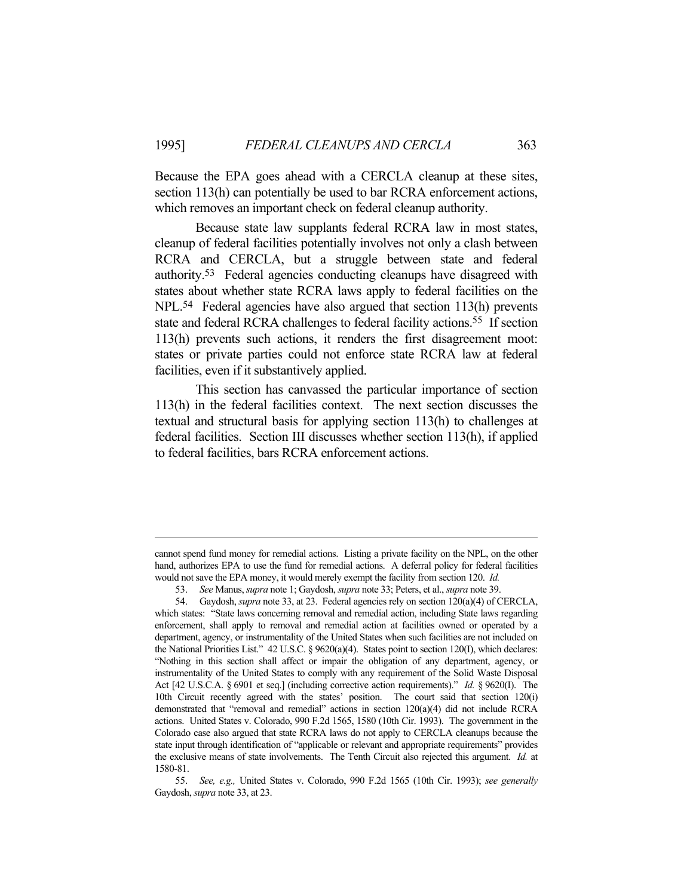Because the EPA goes ahead with a CERCLA cleanup at these sites, section 113(h) can potentially be used to bar RCRA enforcement actions, which removes an important check on federal cleanup authority.

Because state law supplants federal RCRA law in most states, cleanup of federal facilities potentially involves not only a clash between RCRA and CERCLA, but a struggle between state and federal authority.[53] Federal agencies conducting cleanups have disagreed with states about whether state RCRA laws apply to federal facilities on the NPL.[54] Federal agencies have also argued that section 113(h) prevents state and federal RCRA challenges to federal facility actions.[55] If section 113(h) prevents such actions, it renders the first disagreement moot: states or private parties could not enforce state RCRA law at federal facilities, even if it substantively applied.

This section has canvassed the particular importance of section 113(h) in the federal facilities context. The next section discusses the textual and structural basis for applying section 113(h) to challenges at federal facilities. Section III discusses whether section 113(h), if applied to federal facilities, bars RCRA enforcement actions.

---

cannot spend fund money for remedial actions. Listing a private facility on the NPL, on the other hand, authorizes EPA to use the fund for remedial actions. A deferral policy for federal facilities would not save the EPA money, it would merely exempt the facility from section 120. *Id.*

53. *See* Manus, *supra* note 1; Gaydosh, *supra* note 33; Peters, et al., *supra* note 39.

54. Gaydosh, *supra* note 33, at 23. Federal agencies rely on section 120(a)(4) of CERCLA, which states: "State laws concerning removal and remedial action, including State laws regarding enforcement, shall apply to removal and remedial action at facilities owned or operated by a department, agency, or instrumentality of the United States when such facilities are not included on the National Priorities List." 42 U.S.C. § 9620(a)(4). States point to section 120(I), which declares: "Nothing in this section shall affect or impair the obligation of any department, agency, or instrumentality of the United States to comply with any requirement of the Solid Waste Disposal Act [42 U.S.C.A. § 6901 et seq.] (including corrective action requirements)." *Id.* § 9620(I). The 10th Circuit recently agreed with the states' position. The court said that section 120(i) demonstrated that "removal and remedial" actions in section 120(a)(4) did not include RCRA actions. United States v. Colorado, 990 F.2d 1565, 1580 (10th Cir. 1993). The government in the Colorado case also argued that state RCRA laws do not apply to CERCLA cleanups because the state input through identification of "applicable or relevant and appropriate requirements" provides the exclusive means of state involvements. The Tenth Circuit also rejected this argument. *Id.* at 1580-81.

55. *See, e.g.,* United States v. Colorado, 990 F.2d 1565 (10th Cir. 1993); *see generally* Gaydosh, *supra* note 33, at 23.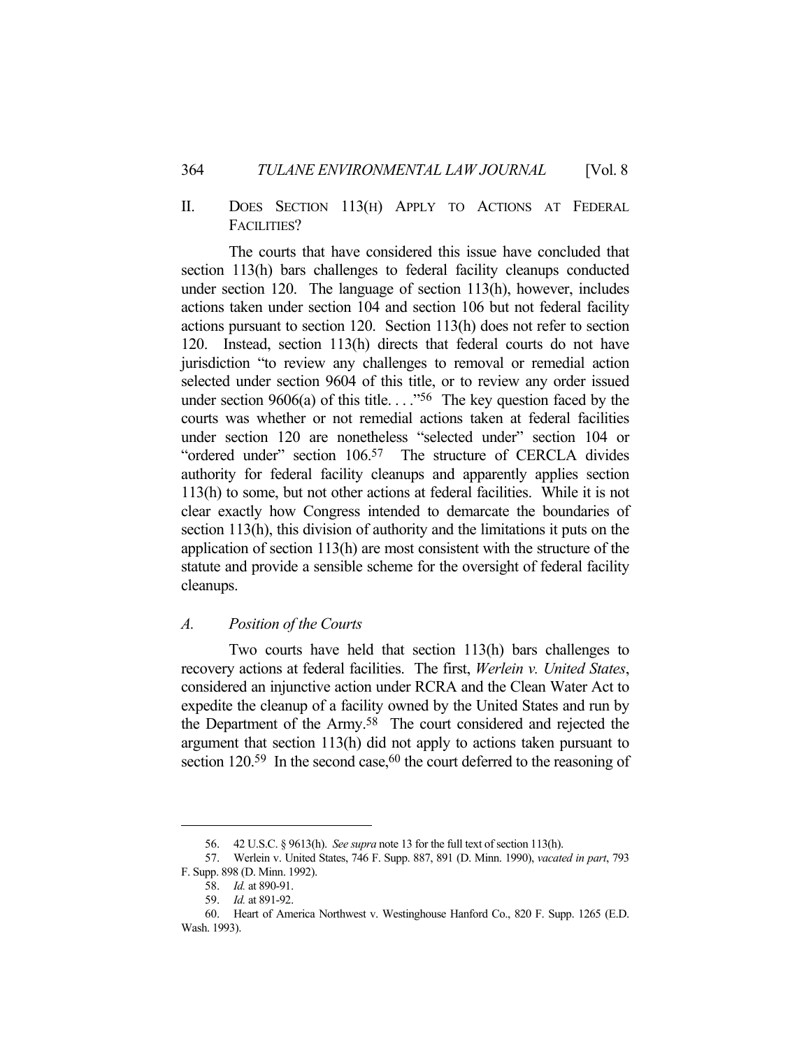## II. DOES SECTION 113(H) APPLY TO ACTIONS AT FEDERAL FACILITIES?

The courts that have considered this issue have concluded that section 113(h) bars challenges to federal facility cleanups conducted under section 120. The language of section 113(h), however, includes actions taken under section 104 and section 106 but not federal facility actions pursuant to section 120. Section 113(h) does not refer to section 120. Instead, section 113(h) directs that federal courts do not have jurisdiction "to review any challenges to removal or remedial action selected under section 9604 of this title, or to review any order issued under section 9606(a) of this title. . . ."[56] The key question faced by the courts was whether or not remedial actions taken at federal facilities under section 120 are nonetheless "selected under" section 104 or "ordered under" section 106.[57] The structure of CERCLA divides authority for federal facility cleanups and apparently applies section 113(h) to some, but not other actions at federal facilities. While it is not clear exactly how Congress intended to demarcate the boundaries of section 113(h), this division of authority and the limitations it puts on the application of section 113(h) are most consistent with the structure of the statute and provide a sensible scheme for the oversight of federal facility cleanups.

### *A. Position of the Courts*

Two courts have held that section 113(h) bars challenges to recovery actions at federal facilities. The first, *Werlein v. United States*, considered an injunctive action under RCRA and the Clean Water Act to expedite the cleanup of a facility owned by the United States and run by the Department of the Army.[58] The court considered and rejected the argument that section 113(h) did not apply to actions taken pursuant to section 120.[59] In the second case,[60] the court deferred to the reasoning of

---

56. 42 U.S.C. § 9613(h). *See supra* note 13 for the full text of section 113(h).

57. Werlein v. United States, 746 F. Supp. 887, 891 (D. Minn. 1990), *vacated in part*, 793 F. Supp. 898 (D. Minn. 1992).

58. *Id.* at 890-91.

59. *Id.* at 891-92.

60. Heart of America Northwest v. Westinghouse Hanford Co., 820 F. Supp. 1265 (E.D. Wash. 1993).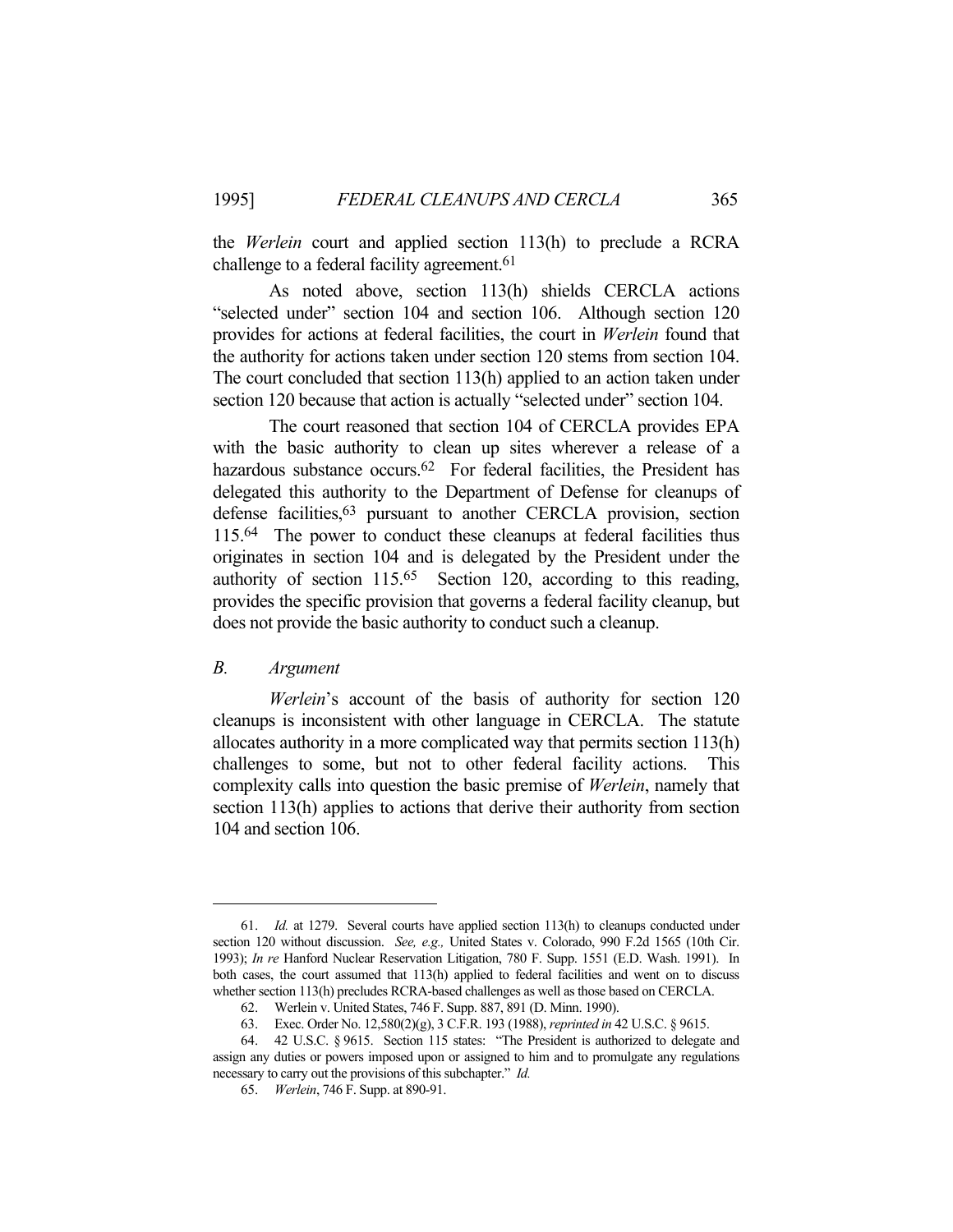the *Werlein* court and applied section 113(h) to preclude a RCRA challenge to a federal facility agreement.[61]

As noted above, section 113(h) shields CERCLA actions "selected under" section 104 and section 106. Although section 120 provides for actions at federal facilities, the court in *Werlein* found that the authority for actions taken under section 120 stems from section 104. The court concluded that section 113(h) applied to an action taken under section 120 because that action is actually "selected under" section 104.

The court reasoned that section 104 of CERCLA provides EPA with the basic authority to clean up sites wherever a release of a hazardous substance occurs.[62] For federal facilities, the President has delegated this authority to the Department of Defense for cleanups of defense facilities,[63] pursuant to another CERCLA provision, section 115.[64] The power to conduct these cleanups at federal facilities thus originates in section 104 and is delegated by the President under the authority of section 115.[65] Section 120, according to this reading, provides the specific provision that governs a federal facility cleanup, but does not provide the basic authority to conduct such a cleanup.

### *B. Argument*

*Werlein*'s account of the basis of authority for section 120 cleanups is inconsistent with other language in CERCLA. The statute allocates authority in a more complicated way that permits section 113(h) challenges to some, but not to other federal facility actions. This complexity calls into question the basic premise of *Werlein*, namely that section 113(h) applies to actions that derive their authority from section 104 and section 106.

---

61. *Id.* at 1279. Several courts have applied section 113(h) to cleanups conducted under section 120 without discussion. *See, e.g.,* United States v. Colorado, 990 F.2d 1565 (10th Cir. 1993); *In re* Hanford Nuclear Reservation Litigation, 780 F. Supp. 1551 (E.D. Wash. 1991). In both cases, the court assumed that 113(h) applied to federal facilities and went on to discuss whether section 113(h) precludes RCRA-based challenges as well as those based on CERCLA.

62. Werlein v. United States, 746 F. Supp. 887, 891 (D. Minn. 1990).

63. Exec. Order No. 12,580(2)(g), 3 C.F.R. 193 (1988), *reprinted in* 42 U.S.C. § 9615.

64. 42 U.S.C. § 9615. Section 115 states: "The President is authorized to delegate and assign any duties or powers imposed upon or assigned to him and to promulgate any regulations necessary to carry out the provisions of this subchapter." *Id.*

65. *Werlein*, 746 F. Supp. at 890-91.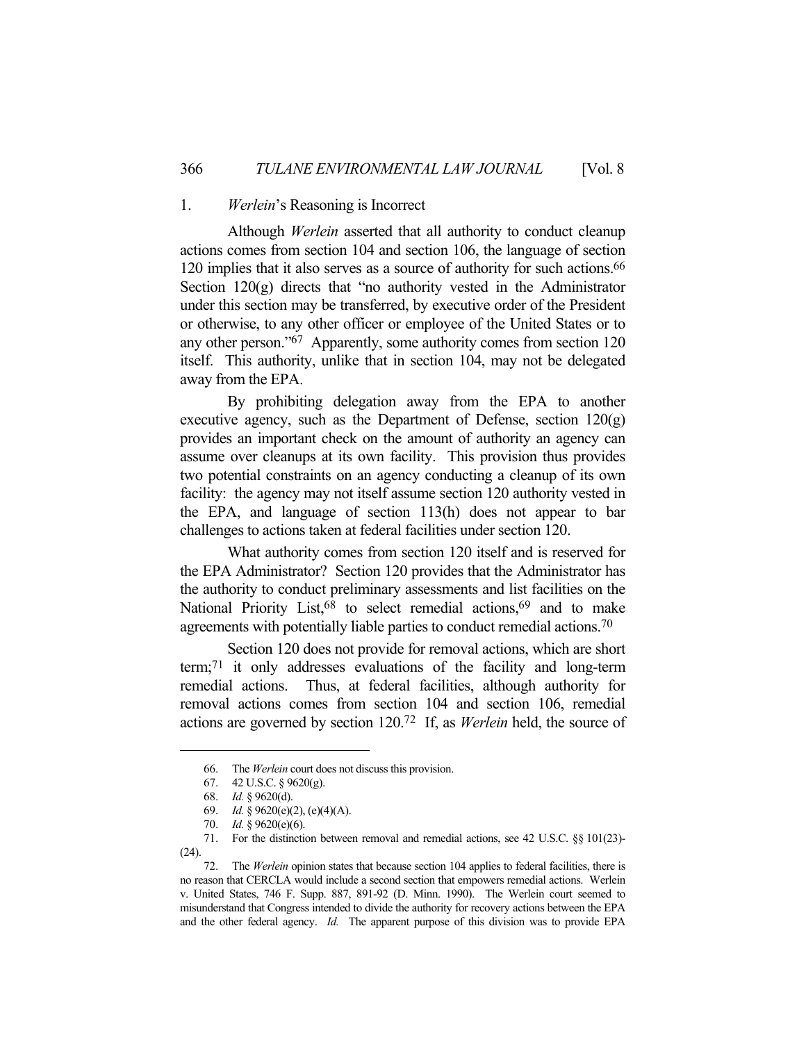### 1. *Werlein*'s Reasoning is Incorrect

Although *Werlein* asserted that all authority to conduct cleanup actions comes from section 104 and section 106, the language of section 120 implies that it also serves as a source of authority for such actions.[66] Section 120(g) directs that "no authority vested in the Administrator under this section may be transferred, by executive order of the President or otherwise, to any other officer or employee of the United States or to any other person."[67] Apparently, some authority comes from section 120 itself. This authority, unlike that in section 104, may not be delegated away from the EPA.

By prohibiting delegation away from the EPA to another executive agency, such as the Department of Defense, section 120(g) provides an important check on the amount of authority an agency can assume over cleanups at its own facility. This provision thus provides two potential constraints on an agency conducting a cleanup of its own facility: the agency may not itself assume section 120 authority vested in the EPA, and language of section 113(h) does not appear to bar challenges to actions taken at federal facilities under section 120.

What authority comes from section 120 itself and is reserved for the EPA Administrator? Section 120 provides that the Administrator has the authority to conduct preliminary assessments and list facilities on the National Priority List,[68] to select remedial actions,[69] and to make agreements with potentially liable parties to conduct remedial actions.[70]

Section 120 does not provide for removal actions, which are short term;[71] it only addresses evaluations of the facility and long-term remedial actions. Thus, at federal facilities, although authority for removal actions comes from section 104 and section 106, remedial actions are governed by section 120.[72] If, as *Werlein* held, the source of

---

66. The *Werlein* court does not discuss this provision.

67. 42 U.S.C. § 9620(g).

68. *Id.* § 9620(d).

69. *Id.* § 9620(e)(2), (e)(4)(A).

70. *Id.* § 9620(e)(6).

71. For the distinction between removal and remedial actions, see 42 U.S.C. §§ 101(23)-(24).

72. The *Werlein* opinion states that because section 104 applies to federal facilities, there is no reason that CERCLA would include a second section that empowers remedial actions. Werlein v. United States, 746 F. Supp. 887, 891-92 (D. Minn. 1990). The Werlein court seemed to misunderstand that Congress intended to divide the authority for recovery actions between the EPA and the other federal agency. *Id.* The apparent purpose of this division was to provide EPA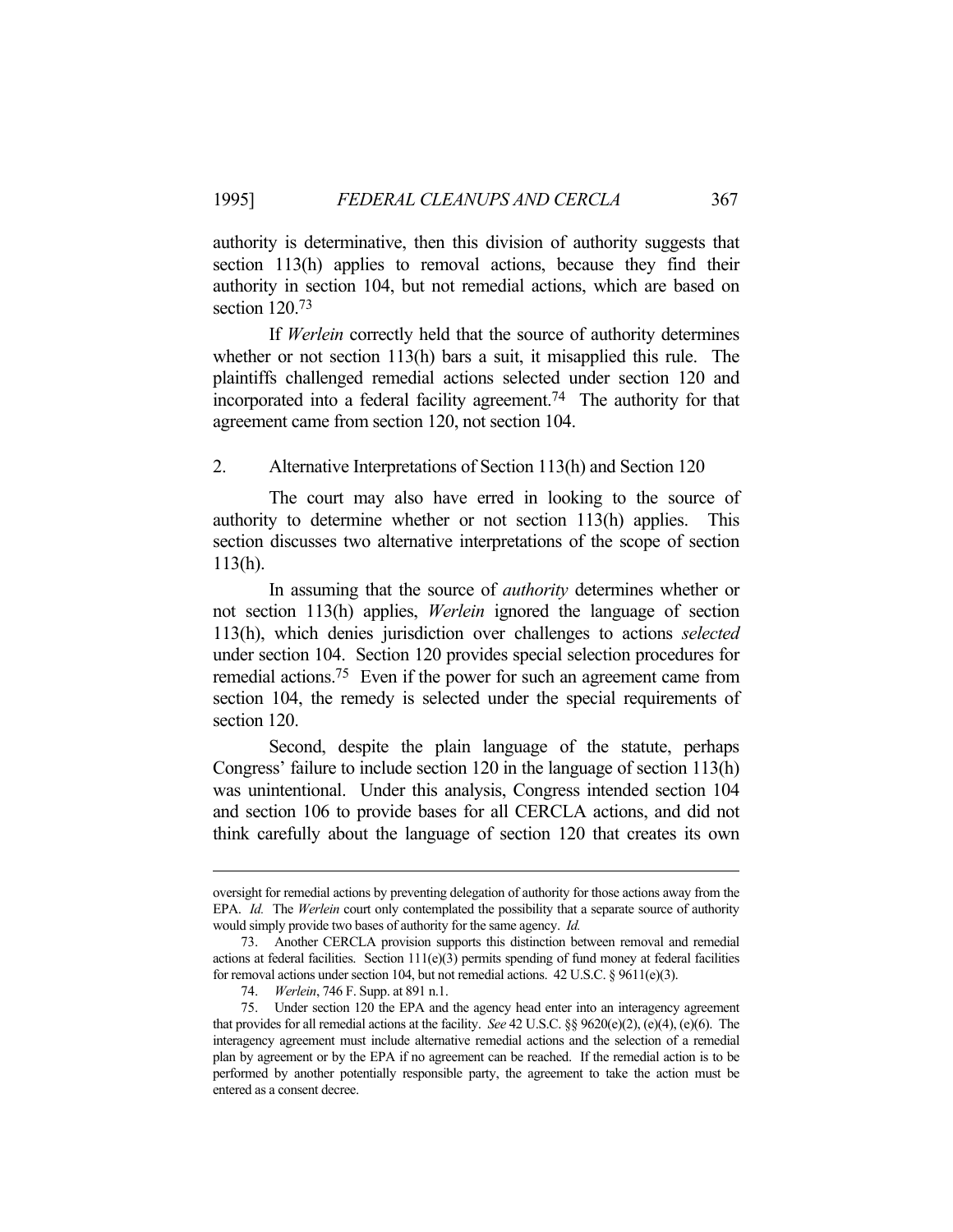authority is determinative, then this division of authority suggests that section 113(h) applies to removal actions, because they find their authority in section 104, but not remedial actions, which are based on section 120.[73]

If *Werlein* correctly held that the source of authority determines whether or not section 113(h) bars a suit, it misapplied this rule. The plaintiffs challenged remedial actions selected under section 120 and incorporated into a federal facility agreement.[74] The authority for that agreement came from section 120, not section 104.

### 2. Alternative Interpretations of Section 113(h) and Section 120

The court may also have erred in looking to the source of authority to determine whether or not section 113(h) applies. This section discusses two alternative interpretations of the scope of section 113(h).

In assuming that the source of *authority* determines whether or not section 113(h) applies, *Werlein* ignored the language of section 113(h), which denies jurisdiction over challenges to actions *selected* under section 104. Section 120 provides special selection procedures for remedial actions.[75] Even if the power for such an agreement came from section 104, the remedy is selected under the special requirements of section 120.

Second, despite the plain language of the statute, perhaps Congress' failure to include section 120 in the language of section 113(h) was unintentional. Under this analysis, Congress intended section 104 and section 106 to provide bases for all CERCLA actions, and did not think carefully about the language of section 120 that creates its own

---

oversight for remedial actions by preventing delegation of authority for those actions away from the EPA. *Id.* The *Werlein* court only contemplated the possibility that a separate source of authority would simply provide two bases of authority for the same agency. *Id.*

73. Another CERCLA provision supports this distinction between removal and remedial actions at federal facilities. Section 111(e)(3) permits spending of fund money at federal facilities for removal actions under section 104, but not remedial actions. 42 U.S.C. § 9611(e)(3).

74. *Werlein*, 746 F. Supp. at 891 n.1.

75. Under section 120 the EPA and the agency head enter into an interagency agreement that provides for all remedial actions at the facility. *See* 42 U.S.C. §§ 9620(e)(2), (e)(4), (e)(6). The interagency agreement must include alternative remedial actions and the selection of a remedial plan by agreement or by the EPA if no agreement can be reached. If the remedial action is to be performed by another potentially responsible party, the agreement to take the action must be entered as a consent decree.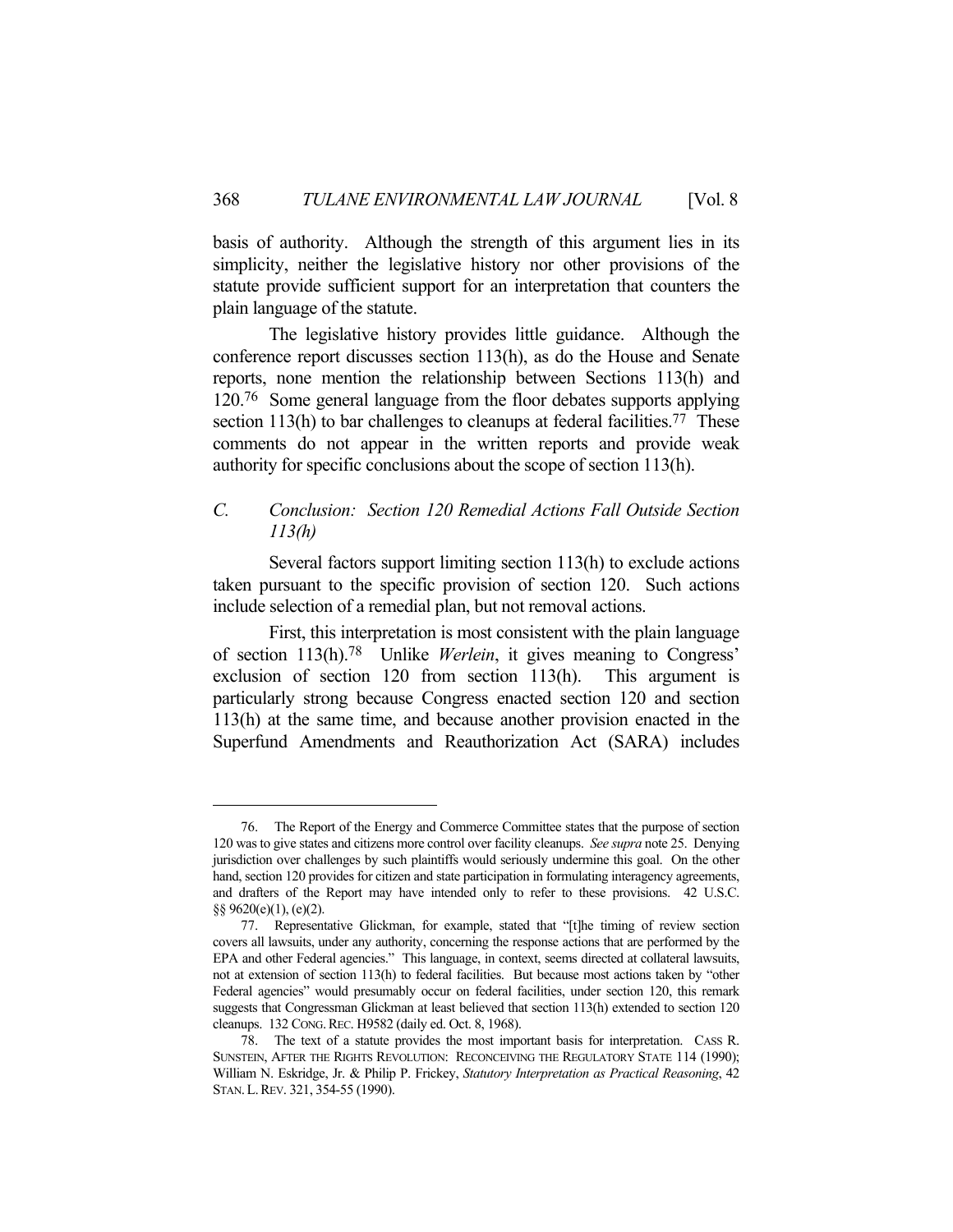basis of authority. Although the strength of this argument lies in its simplicity, neither the legislative history nor other provisions of the statute provide sufficient support for an interpretation that counters the plain language of the statute.

The legislative history provides little guidance. Although the conference report discusses section 113(h), as do the House and Senate reports, none mention the relationship between Sections 113(h) and 120.[76] Some general language from the floor debates supports applying section 113(h) to bar challenges to cleanups at federal facilities.[77] These comments do not appear in the written reports and provide weak authority for specific conclusions about the scope of section 113(h).

### *C. Conclusion: Section 120 Remedial Actions Fall Outside Section 113(h)*

Several factors support limiting section 113(h) to exclude actions taken pursuant to the specific provision of section 120. Such actions include selection of a remedial plan, but not removal actions.

First, this interpretation is most consistent with the plain language of section 113(h).[78] Unlike *Werlein*, it gives meaning to Congress' exclusion of section 120 from section 113(h). This argument is particularly strong because Congress enacted section 120 and section 113(h) at the same time, and because another provision enacted in the Superfund Amendments and Reauthorization Act (SARA) includes

---

76. The Report of the Energy and Commerce Committee states that the purpose of section 120 was to give states and citizens more control over facility cleanups. *See supra* note 25. Denying jurisdiction over challenges by such plaintiffs would seriously undermine this goal. On the other hand, section 120 provides for citizen and state participation in formulating interagency agreements, and drafters of the Report may have intended only to refer to these provisions. 42 U.S.C. §§ 9620(e)(1), (e)(2).

77. Representative Glickman, for example, stated that "[t]he timing of review section covers all lawsuits, under any authority, concerning the response actions that are performed by the EPA and other Federal agencies." This language, in context, seems directed at collateral lawsuits, not at extension of section 113(h) to federal facilities. But because most actions taken by "other Federal agencies" would presumably occur on federal facilities, under section 120, this remark suggests that Congressman Glickman at least believed that section 113(h) extended to section 120 cleanups. 132 CONG. REC. H9582 (daily ed. Oct. 8, 1968).

78. The text of a statute provides the most important basis for interpretation. CASS R. SUNSTEIN, AFTER THE RIGHTS REVOLUTION: RECONCEIVING THE REGULATORY STATE 114 (1990); William N. Eskridge, Jr. & Philip P. Frickey, *Statutory Interpretation as Practical Reasoning*, 42 STAN. L. REV. 321, 354-55 (1990).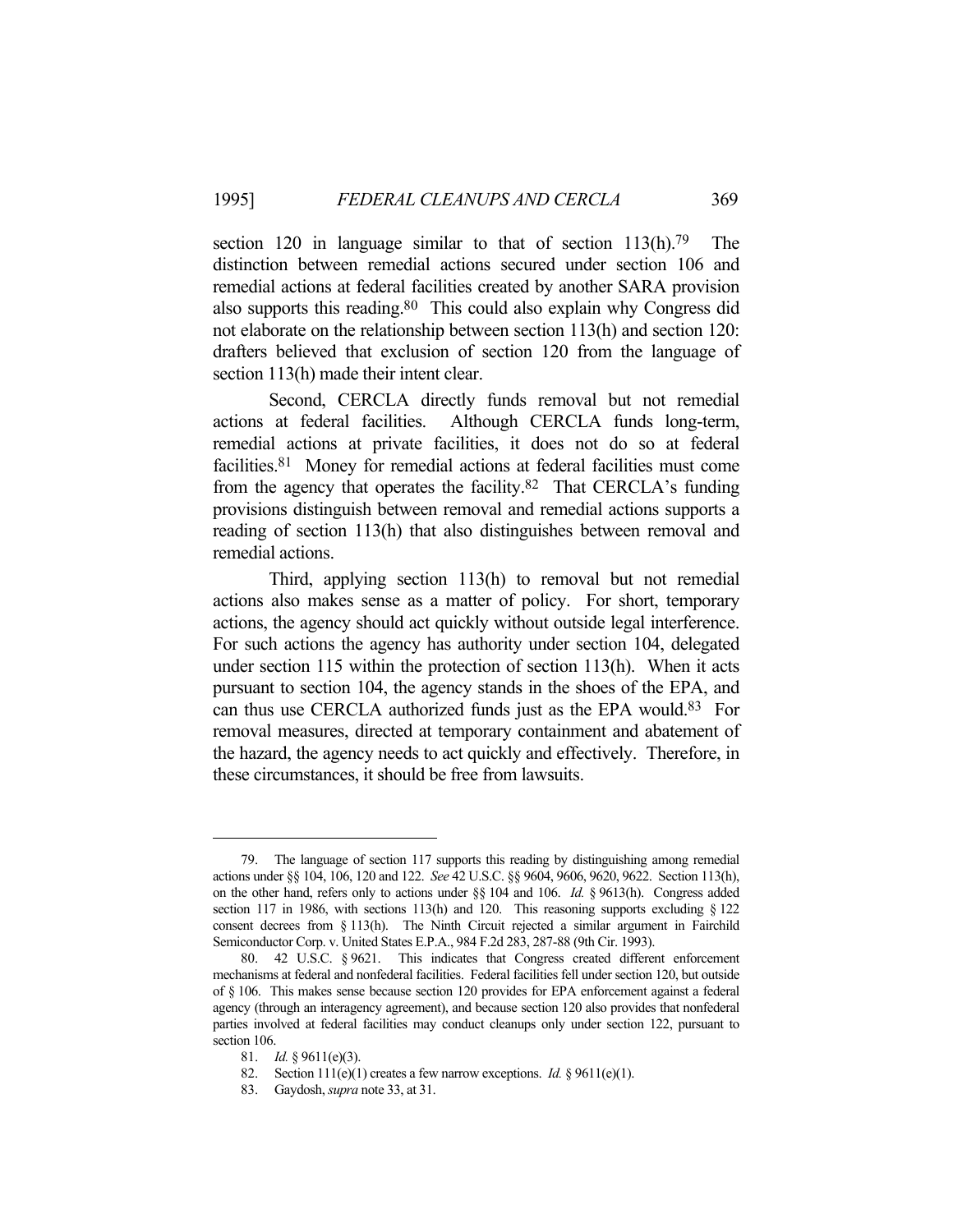section 120 in language similar to that of section 113(h).[79] The distinction between remedial actions secured under section 106 and remedial actions at federal facilities created by another SARA provision also supports this reading.[80] This could also explain why Congress did not elaborate on the relationship between section 113(h) and section 120: drafters believed that exclusion of section 120 from the language of section 113(h) made their intent clear.

Second, CERCLA directly funds removal but not remedial actions at federal facilities. Although CERCLA funds long-term, remedial actions at private facilities, it does not do so at federal facilities.[81] Money for remedial actions at federal facilities must come from the agency that operates the facility.[82] That CERCLA's funding provisions distinguish between removal and remedial actions supports a reading of section 113(h) that also distinguishes between removal and remedial actions.

Third, applying section 113(h) to removal but not remedial actions also makes sense as a matter of policy. For short, temporary actions, the agency should act quickly without outside legal interference. For such actions the agency has authority under section 104, delegated under section 115 within the protection of section 113(h). When it acts pursuant to section 104, the agency stands in the shoes of the EPA, and can thus use CERCLA authorized funds just as the EPA would.[83] For removal measures, directed at temporary containment and abatement of the hazard, the agency needs to act quickly and effectively. Therefore, in these circumstances, it should be free from lawsuits.

---

79. The language of section 117 supports this reading by distinguishing among remedial actions under §§ 104, 106, 120 and 122. *See* 42 U.S.C. §§ 9604, 9606, 9620, 9622. Section 113(h), on the other hand, refers only to actions under §§ 104 and 106. *Id.* § 9613(h). Congress added section 117 in 1986, with sections 113(h) and 120. This reasoning supports excluding § 122 consent decrees from § 113(h). The Ninth Circuit rejected a similar argument in Fairchild Semiconductor Corp. v. United States E.P.A., 984 F.2d 283, 287-88 (9th Cir. 1993).

80. 42 U.S.C. § 9621. This indicates that Congress created different enforcement mechanisms at federal and nonfederal facilities. Federal facilities fell under section 120, but outside of § 106. This makes sense because section 120 provides for EPA enforcement against a federal agency (through an interagency agreement), and because section 120 also provides that nonfederal parties involved at federal facilities may conduct cleanups only under section 122, pursuant to section 106.

81. *Id.* § 9611(e)(3).

82. Section 111(e)(1) creates a few narrow exceptions. *Id.* § 9611(e)(1).

83. Gaydosh, *supra* note 33, at 31.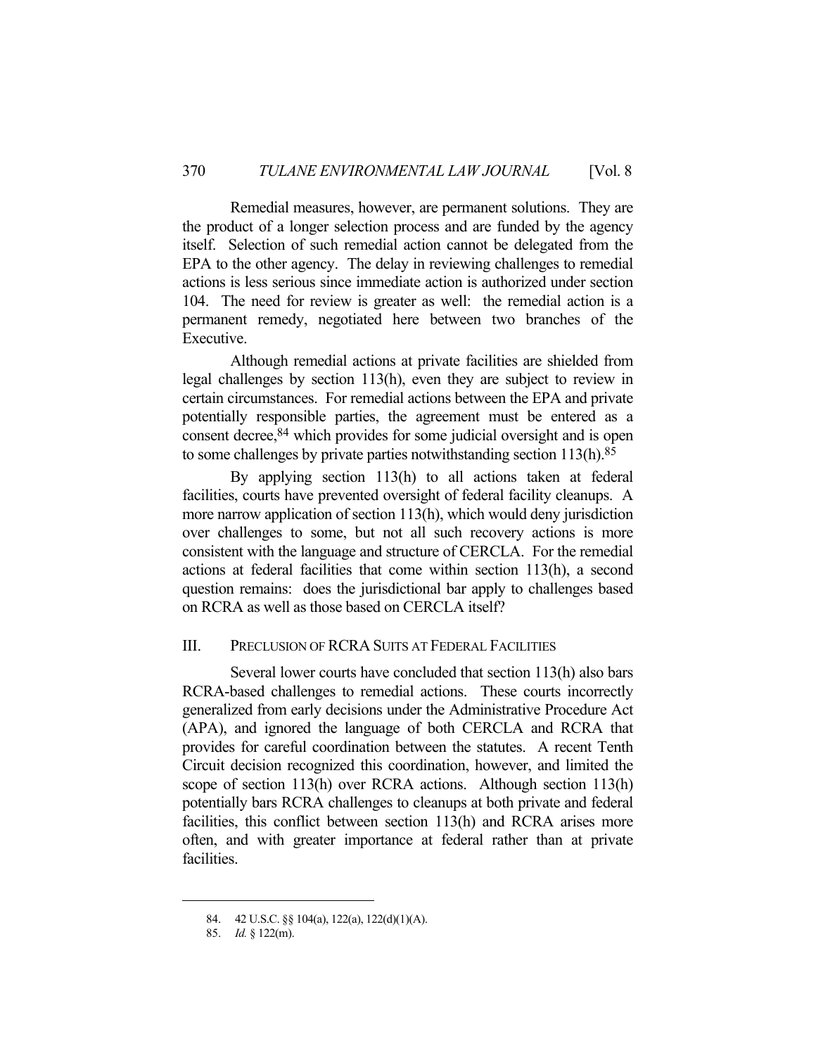Remedial measures, however, are permanent solutions. They are the product of a longer selection process and are funded by the agency itself. Selection of such remedial action cannot be delegated from the EPA to the other agency. The delay in reviewing challenges to remedial actions is less serious since immediate action is authorized under section 104. The need for review is greater as well: the remedial action is a permanent remedy, negotiated here between two branches of the Executive.

Although remedial actions at private facilities are shielded from legal challenges by section 113(h), even they are subject to review in certain circumstances. For remedial actions between the EPA and private potentially responsible parties, the agreement must be entered as a consent decree,[84] which provides for some judicial oversight and is open to some challenges by private parties notwithstanding section 113(h).[85]

By applying section 113(h) to all actions taken at federal facilities, courts have prevented oversight of federal facility cleanups. A more narrow application of section 113(h), which would deny jurisdiction over challenges to some, but not all such recovery actions is more consistent with the language and structure of CERCLA. For the remedial actions at federal facilities that come within section 113(h), a second question remains: does the jurisdictional bar apply to challenges based on RCRA as well as those based on CERCLA itself?

## III. Preclusion of RCRA Suits at Federal Facilities

Several lower courts have concluded that section 113(h) also bars RCRA-based challenges to remedial actions. These courts incorrectly generalized from early decisions under the Administrative Procedure Act (APA), and ignored the language of both CERCLA and RCRA that provides for careful coordination between the statutes. A recent Tenth Circuit decision recognized this coordination, however, and limited the scope of section 113(h) over RCRA actions. Although section 113(h) potentially bars RCRA challenges to cleanups at both private and federal facilities, this conflict between section 113(h) and RCRA arises more often, and with greater importance at federal rather than at private facilities.

---

84. 42 U.S.C. §§ 104(a), 122(a), 122(d)(1)(A).

85. *Id.* § 122(m).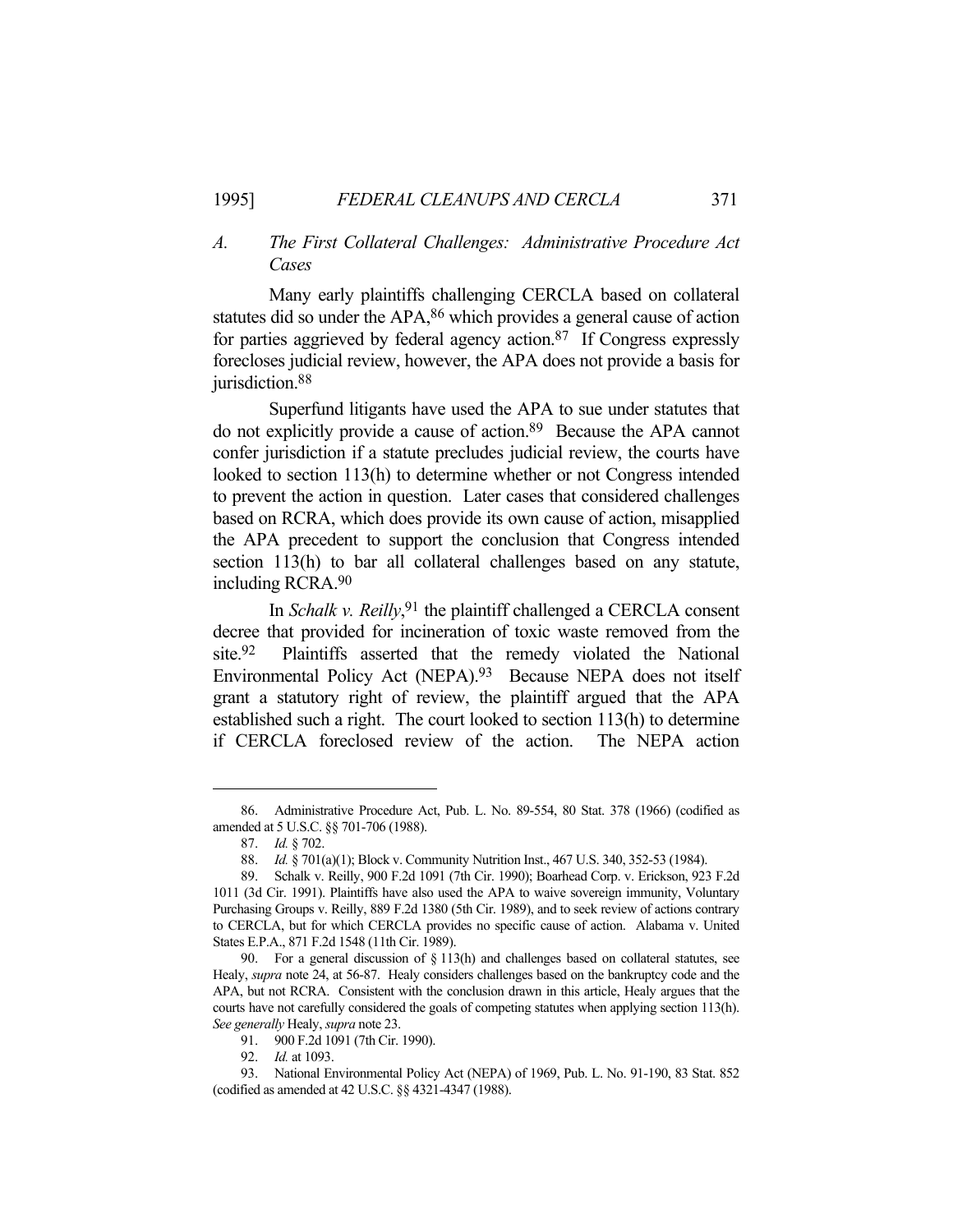### A. *The First Collateral Challenges: Administrative Procedure Act Cases*

Many early plaintiffs challenging CERCLA based on collateral statutes did so under the APA,[86] which provides a general cause of action for parties aggrieved by federal agency action.[87] If Congress expressly forecloses judicial review, however, the APA does not provide a basis for jurisdiction.[88]

Superfund litigants have used the APA to sue under statutes that do not explicitly provide a cause of action.[89] Because the APA cannot confer jurisdiction if a statute precludes judicial review, the courts have looked to section 113(h) to determine whether or not Congress intended to prevent the action in question. Later cases that considered challenges based on RCRA, which does provide its own cause of action, misapplied the APA precedent to support the conclusion that Congress intended section 113(h) to bar all collateral challenges based on any statute, including RCRA.[90]

In *Schalk v. Reilly*,[91] the plaintiff challenged a CERCLA consent decree that provided for incineration of toxic waste removed from the site.[92] Plaintiffs asserted that the remedy violated the National Environmental Policy Act (NEPA).[93] Because NEPA does not itself grant a statutory right of review, the plaintiff argued that the APA established such a right. The court looked to section 113(h) to determine if CERCLA foreclosed review of the action. The NEPA action

---

86. Administrative Procedure Act, Pub. L. No. 89-554, 80 Stat. 378 (1966) (codified as amended at 5 U.S.C. §§ 701-706 (1988).

87. *Id.* § 702.

88. *Id.* § 701(a)(1); Block v. Community Nutrition Inst., 467 U.S. 340, 352-53 (1984).

89. Schalk v. Reilly, 900 F.2d 1091 (7th Cir. 1990); Boarhead Corp. v. Erickson, 923 F.2d 1011 (3d Cir. 1991). Plaintiffs have also used the APA to waive sovereign immunity, Voluntary Purchasing Groups v. Reilly, 889 F.2d 1380 (5th Cir. 1989), and to seek review of actions contrary to CERCLA, but for which CERCLA provides no specific cause of action. Alabama v. United States E.P.A., 871 F.2d 1548 (11th Cir. 1989).

90. For a general discussion of § 113(h) and challenges based on collateral statutes, see Healy, *supra* note 24, at 56-87. Healy considers challenges based on the bankruptcy code and the APA, but not RCRA. Consistent with the conclusion drawn in this article, Healy argues that the courts have not carefully considered the goals of competing statutes when applying section 113(h). *See generally* Healy, *supra* note 23.

91. 900 F.2d 1091 (7th Cir. 1990).

92. *Id.* at 1093.

93. National Environmental Policy Act (NEPA) of 1969, Pub. L. No. 91-190, 83 Stat. 852 (codified as amended at 42 U.S.C. §§ 4321-4347 (1988).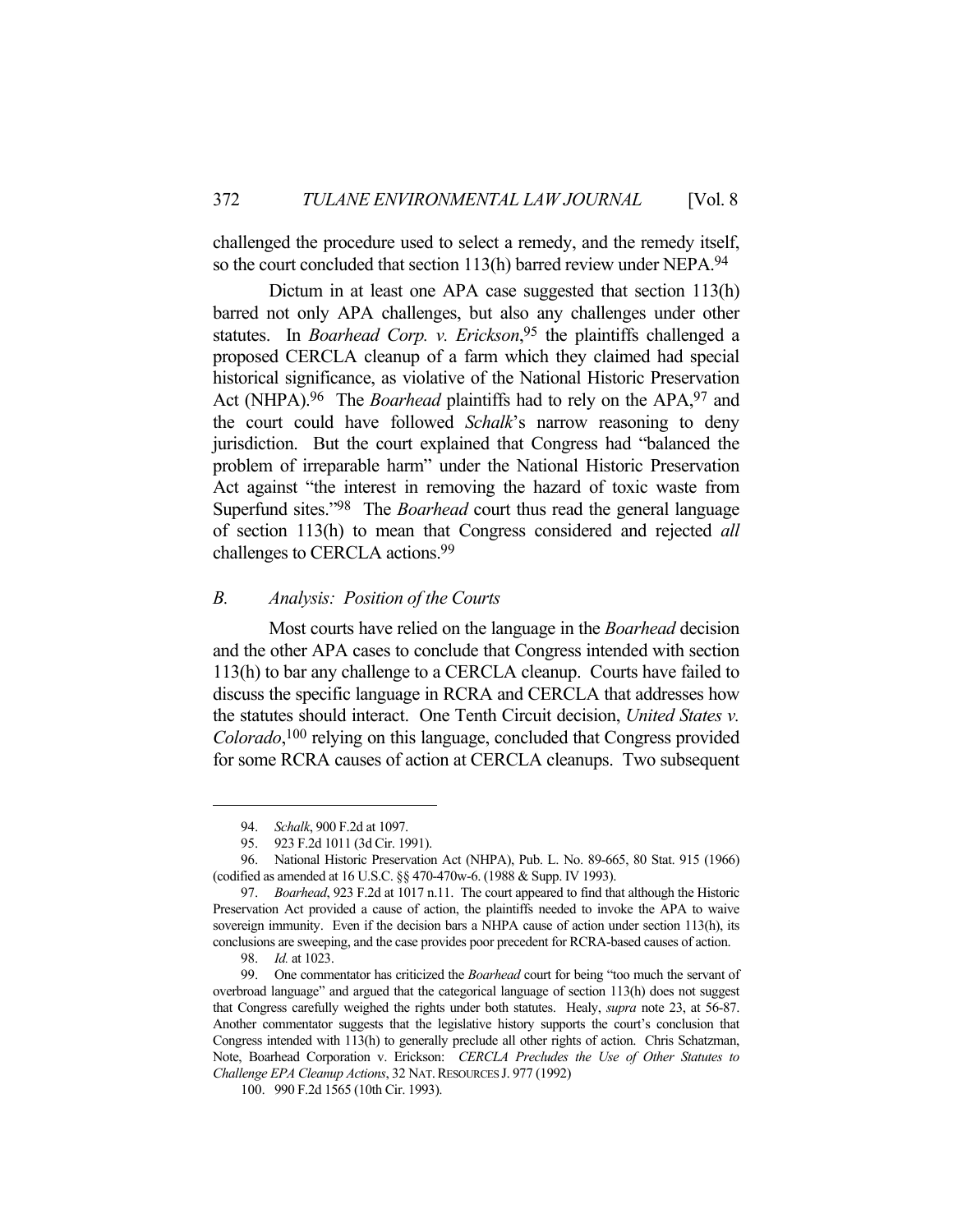challenged the procedure used to select a remedy, and the remedy itself, so the court concluded that section 113(h) barred review under NEPA.[94]

Dictum in at least one APA case suggested that section 113(h) barred not only APA challenges, but also any challenges under other statutes. In *Boarhead Corp. v. Erickson*,[95] the plaintiffs challenged a proposed CERCLA cleanup of a farm which they claimed had special historical significance, as violative of the National Historic Preservation Act (NHPA).[96] The *Boarhead* plaintiffs had to rely on the APA,[97] and the court could have followed *Schalk*'s narrow reasoning to deny jurisdiction. But the court explained that Congress had "balanced the problem of irreparable harm" under the National Historic Preservation Act against "the interest in removing the hazard of toxic waste from Superfund sites."[98] The *Boarhead* court thus read the general language of section 113(h) to mean that Congress considered and rejected *all* challenges to CERCLA actions.[99]

### *B. Analysis: Position of the Courts*

Most courts have relied on the language in the *Boarhead* decision and the other APA cases to conclude that Congress intended with section 113(h) to bar any challenge to a CERCLA cleanup. Courts have failed to discuss the specific language in RCRA and CERCLA that addresses how the statutes should interact. One Tenth Circuit decision, *United States v. Colorado*,[100] relying on this language, concluded that Congress provided for some RCRA causes of action at CERCLA cleanups. Two subsequent

---

94. *Schalk*, 900 F.2d at 1097.

95. 923 F.2d 1011 (3d Cir. 1991).

96. National Historic Preservation Act (NHPA), Pub. L. No. 89-665, 80 Stat. 915 (1966) (codified as amended at 16 U.S.C. §§ 470-470w-6. (1988 & Supp. IV 1993).

97. *Boarhead*, 923 F.2d at 1017 n.11. The court appeared to find that although the Historic Preservation Act provided a cause of action, the plaintiffs needed to invoke the APA to waive sovereign immunity. Even if the decision bars a NHPA cause of action under section 113(h), its conclusions are sweeping, and the case provides poor precedent for RCRA-based causes of action.

98. *Id.* at 1023.

99. One commentator has criticized the *Boarhead* court for being "too much the servant of overbroad language" and argued that the categorical language of section 113(h) does not suggest that Congress carefully weighed the rights under both statutes. Healy, *supra* note 23, at 56-87. Another commentator suggests that the legislative history supports the court's conclusion that Congress intended with 113(h) to generally preclude all other rights of action. Chris Schatzman, Note, Boarhead Corporation v. Erickson: *CERCLA Precludes the Use of Other Statutes to Challenge EPA Cleanup Actions*, 32 NAT. RESOURCES J. 977 (1992)

100. 990 F.2d 1565 (10th Cir. 1993).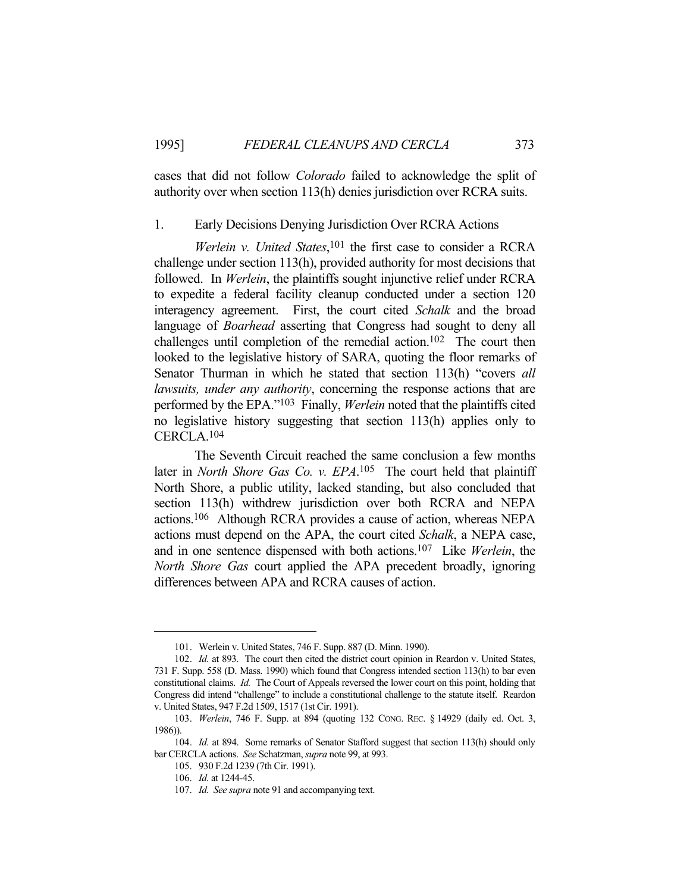cases that did not follow *Colorado* failed to acknowledge the split of authority over when section 113(h) denies jurisdiction over RCRA suits.

### 1. Early Decisions Denying Jurisdiction Over RCRA Actions

*Werlein v. United States*,[101] the first case to consider a RCRA challenge under section 113(h), provided authority for most decisions that followed. In *Werlein*, the plaintiffs sought injunctive relief under RCRA to expedite a federal facility cleanup conducted under a section 120 interagency agreement. First, the court cited *Schalk* and the broad language of *Boarhead* asserting that Congress had sought to deny all challenges until completion of the remedial action.[102] The court then looked to the legislative history of SARA, quoting the floor remarks of Senator Thurman in which he stated that section 113(h) "covers *all lawsuits, under any authority*, concerning the response actions that are performed by the EPA."[103] Finally, *Werlein* noted that the plaintiffs cited no legislative history suggesting that section 113(h) applies only to CERCLA.[104]

The Seventh Circuit reached the same conclusion a few months later in *North Shore Gas Co. v. EPA*.[105] The court held that plaintiff North Shore, a public utility, lacked standing, but also concluded that section 113(h) withdrew jurisdiction over both RCRA and NEPA actions.[106] Although RCRA provides a cause of action, whereas NEPA actions must depend on the APA, the court cited *Schalk*, a NEPA case, and in one sentence dispensed with both actions.[107] Like *Werlein*, the *North Shore Gas* court applied the APA precedent broadly, ignoring differences between APA and RCRA causes of action.

---

101. Werlein v. United States, 746 F. Supp. 887 (D. Minn. 1990).

102. *Id.* at 893. The court then cited the district court opinion in Reardon v. United States, 731 F. Supp. 558 (D. Mass. 1990) which found that Congress intended section 113(h) to bar even constitutional claims. *Id.* The Court of Appeals reversed the lower court on this point, holding that Congress did intend "challenge" to include a constitutional challenge to the statute itself. Reardon v. United States, 947 F.2d 1509, 1517 (1st Cir. 1991).

103. *Werlein*, 746 F. Supp. at 894 (quoting 132 CONG. REC. § 14929 (daily ed. Oct. 3, 1986)).

104. *Id.* at 894. Some remarks of Senator Stafford suggest that section 113(h) should only bar CERCLA actions. *See* Schatzman, *supra* note 99, at 993.

105. 930 F.2d 1239 (7th Cir. 1991).

106. *Id.* at 1244-45.

107. *Id. See supra* note 91 and accompanying text.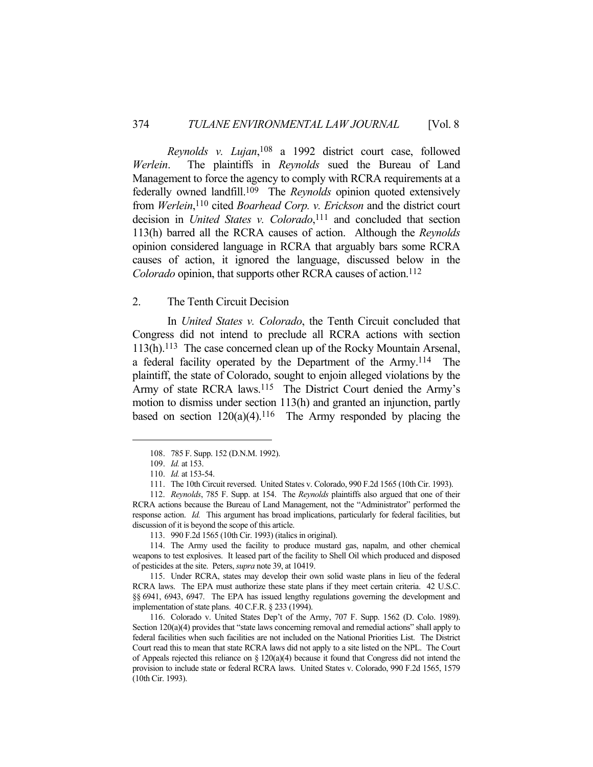*Reynolds v. Lujan*,[108] a 1992 district court case, followed *Werlein*. The plaintiffs in *Reynolds* sued the Bureau of Land Management to force the agency to comply with RCRA requirements at a federally owned landfill.[109] The *Reynolds* opinion quoted extensively from *Werlein*,[110] cited *Boarhead Corp. v. Erickson* and the district court decision in *United States v. Colorado*,[111] and concluded that section 113(h) barred all the RCRA causes of action. Although the *Reynolds* opinion considered language in RCRA that arguably bars some RCRA causes of action, it ignored the language, discussed below in the *Colorado* opinion, that supports other RCRA causes of action.[112]

## 2. The Tenth Circuit Decision

In *United States v. Colorado*, the Tenth Circuit concluded that Congress did not intend to preclude all RCRA actions with section 113(h).[113] The case concerned clean up of the Rocky Mountain Arsenal, a federal facility operated by the Department of the Army.[114] The plaintiff, the state of Colorado, sought to enjoin alleged violations by the Army of state RCRA laws.[115] The District Court denied the Army's motion to dismiss under section 113(h) and granted an injunction, partly based on section 120(a)(4).[116] The Army responded by placing the

---

108. 785 F. Supp. 152 (D.N.M. 1992).

109. *Id.* at 153.

110. *Id.* at 153-54.

111. The 10th Circuit reversed. United States v. Colorado, 990 F.2d 1565 (10th Cir. 1993).

112. *Reynolds*, 785 F. Supp. at 154. The *Reynolds* plaintiffs also argued that one of their RCRA actions because the Bureau of Land Management, not the "Administrator" performed the response action. *Id.* This argument has broad implications, particularly for federal facilities, but discussion of it is beyond the scope of this article.

113. 990 F.2d 1565 (10th Cir. 1993) (italics in original).

114. The Army used the facility to produce mustard gas, napalm, and other chemical weapons to test explosives. It leased part of the facility to Shell Oil which produced and disposed of pesticides at the site. Peters, *supra* note 39, at 10419.

115. Under RCRA, states may develop their own solid waste plans in lieu of the federal RCRA laws. The EPA must authorize these state plans if they meet certain criteria. 42 U.S.C. §§ 6941, 6943, 6947. The EPA has issued lengthy regulations governing the development and implementation of state plans. 40 C.F.R. § 233 (1994).

116. Colorado v. United States Dep't of the Army, 707 F. Supp. 1562 (D. Colo. 1989). Section 120(a)(4) provides that "state laws concerning removal and remedial actions" shall apply to federal facilities when such facilities are not included on the National Priorities List. The District Court read this to mean that state RCRA laws did not apply to a site listed on the NPL. The Court of Appeals rejected this reliance on § 120(a)(4) because it found that Congress did not intend the provision to include state or federal RCRA laws. United States v. Colorado, 990 F.2d 1565, 1579 (10th Cir. 1993).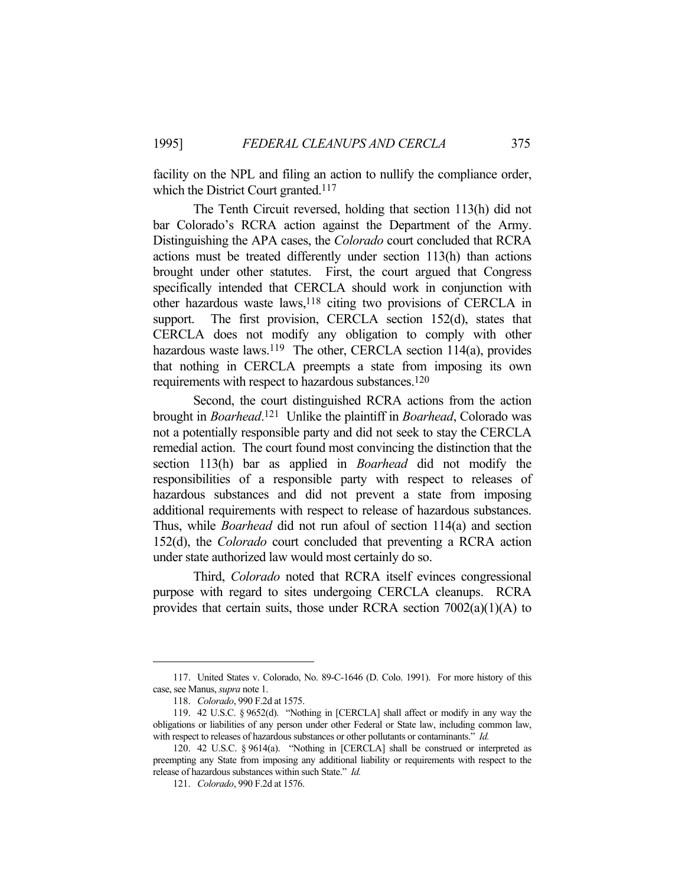facility on the NPL and filing an action to nullify the compliance order, which the District Court granted.[117]

The Tenth Circuit reversed, holding that section 113(h) did not bar Colorado's RCRA action against the Department of the Army. Distinguishing the APA cases, the *Colorado* court concluded that RCRA actions must be treated differently under section 113(h) than actions brought under other statutes. First, the court argued that Congress specifically intended that CERCLA should work in conjunction with other hazardous waste laws,[118] citing two provisions of CERCLA in support. The first provision, CERCLA section 152(d), states that CERCLA does not modify any obligation to comply with other hazardous waste laws.[119] The other, CERCLA section 114(a), provides that nothing in CERCLA preempts a state from imposing its own requirements with respect to hazardous substances.[120]

Second, the court distinguished RCRA actions from the action brought in *Boarhead*.[121] Unlike the plaintiff in *Boarhead*, Colorado was not a potentially responsible party and did not seek to stay the CERCLA remedial action. The court found most convincing the distinction that the section 113(h) bar as applied in *Boarhead* did not modify the responsibilities of a responsible party with respect to releases of hazardous substances and did not prevent a state from imposing additional requirements with respect to release of hazardous substances. Thus, while *Boarhead* did not run afoul of section 114(a) and section 152(d), the *Colorado* court concluded that preventing a RCRA action under state authorized law would most certainly do so.

Third, *Colorado* noted that RCRA itself evinces congressional purpose with regard to sites undergoing CERCLA cleanups. RCRA provides that certain suits, those under RCRA section 7002(a)(1)(A) to

---

117. United States v. Colorado, No. 89-C-1646 (D. Colo. 1991). For more history of this case, see Manus, *supra* note 1.

118. *Colorado*, 990 F.2d at 1575.

119. 42 U.S.C. § 9652(d). "Nothing in [CERCLA] shall affect or modify in any way the obligations or liabilities of any person under other Federal or State law, including common law, with respect to releases of hazardous substances or other pollutants or contaminants." *Id.*

120. 42 U.S.C. § 9614(a). "Nothing in [CERCLA] shall be construed or interpreted as preempting any State from imposing any additional liability or requirements with respect to the release of hazardous substances within such State." *Id.*

121. *Colorado*, 990 F.2d at 1576.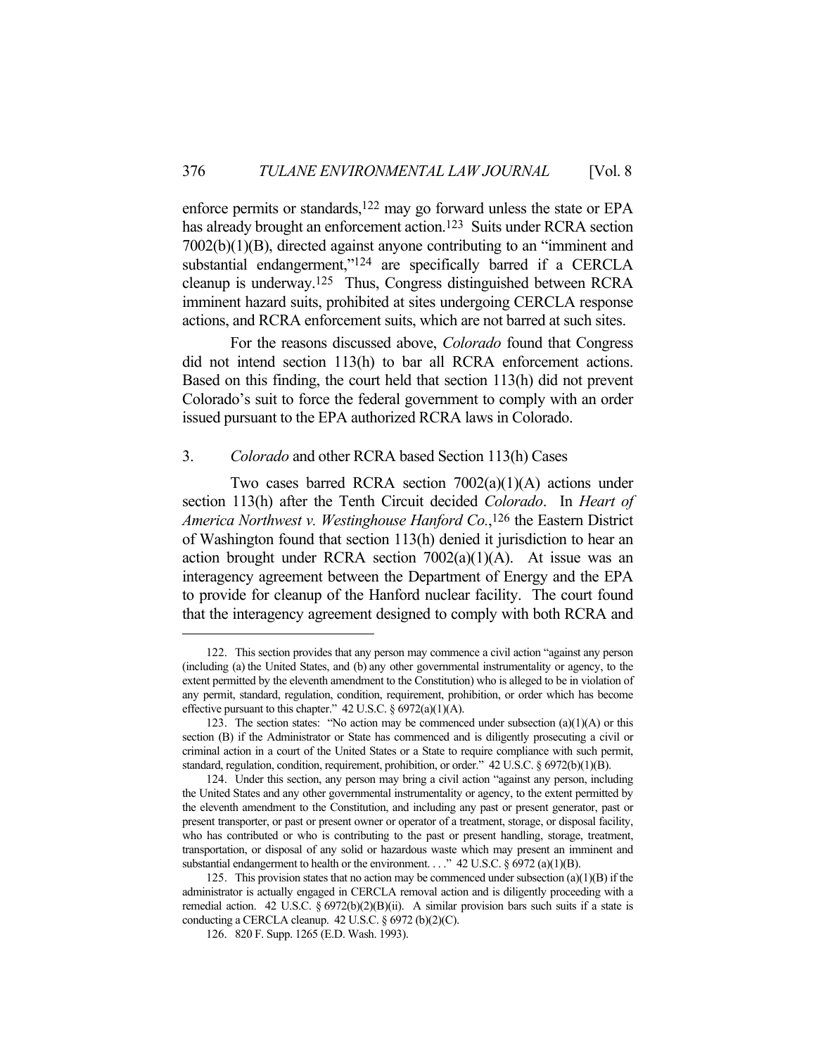enforce permits or standards,[122] may go forward unless the state or EPA has already brought an enforcement action.[123] Suits under RCRA section 7002(b)(1)(B), directed against anyone contributing to an "imminent and substantial endangerment,"[124] are specifically barred if a CERCLA cleanup is underway.[125] Thus, Congress distinguished between RCRA imminent hazard suits, prohibited at sites undergoing CERCLA response actions, and RCRA enforcement suits, which are not barred at such sites.

For the reasons discussed above, *Colorado* found that Congress did not intend section 113(h) to bar all RCRA enforcement actions. Based on this finding, the court held that section 113(h) did not prevent Colorado's suit to force the federal government to comply with an order issued pursuant to the EPA authorized RCRA laws in Colorado.

### 3. *Colorado* and other RCRA based Section 113(h) Cases

Two cases barred RCRA section 7002(a)(1)(A) actions under section 113(h) after the Tenth Circuit decided *Colorado*. In *Heart of America Northwest v. Westinghouse Hanford Co.*,[126] the Eastern District of Washington found that section 113(h) denied it jurisdiction to hear an action brought under RCRA section 7002(a)(1)(A). At issue was an interagency agreement between the Department of Energy and the EPA to provide for cleanup of the Hanford nuclear facility. The court found that the interagency agreement designed to comply with both RCRA and

---

122. This section provides that any person may commence a civil action "against any person (including (a) the United States, and (b) any other governmental instrumentality or agency, to the extent permitted by the eleventh amendment to the Constitution) who is alleged to be in violation of any permit, standard, regulation, condition, requirement, prohibition, or order which has become effective pursuant to this chapter." 42 U.S.C. § 6972(a)(1)(A).

123. The section states: "No action may be commenced under subsection (a)(1)(A) or this section (B) if the Administrator or State has commenced and is diligently prosecuting a civil or criminal action in a court of the United States or a State to require compliance with such permit, standard, regulation, condition, requirement, prohibition, or order." 42 U.S.C. § 6972(b)(1)(B).

124. Under this section, any person may bring a civil action "against any person, including the United States and any other governmental instrumentality or agency, to the extent permitted by the eleventh amendment to the Constitution, and including any past or present generator, past or present transporter, or past or present owner or operator of a treatment, storage, or disposal facility, who has contributed or who is contributing to the past or present handling, storage, treatment, transportation, or disposal of any solid or hazardous waste which may present an imminent and substantial endangerment to health or the environment. . . ." 42 U.S.C. § 6972 (a)(1)(B).

125. This provision states that no action may be commenced under subsection (a)(1)(B) if the administrator is actually engaged in CERCLA removal action and is diligently proceeding with a remedial action. 42 U.S.C. § 6972(b)(2)(B)(ii). A similar provision bars such suits if a state is conducting a CERCLA cleanup. 42 U.S.C. § 6972 (b)(2)(C).

126. 820 F. Supp. 1265 (E.D. Wash. 1993).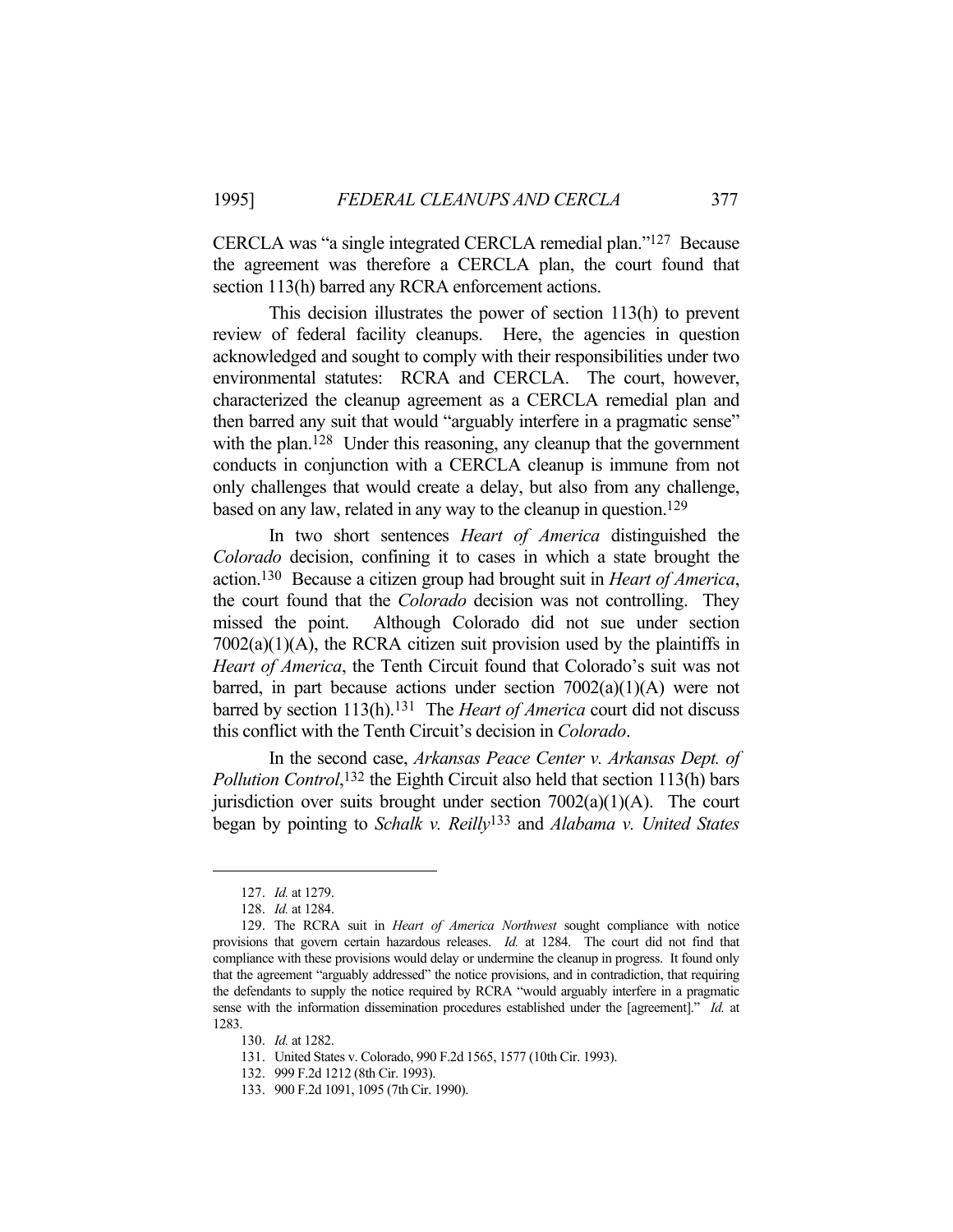CERCLA was "a single integrated CERCLA remedial plan."[127] Because the agreement was therefore a CERCLA plan, the court found that section 113(h) barred any RCRA enforcement actions.

This decision illustrates the power of section 113(h) to prevent review of federal facility cleanups. Here, the agencies in question acknowledged and sought to comply with their responsibilities under two environmental statutes: RCRA and CERCLA. The court, however, characterized the cleanup agreement as a CERCLA remedial plan and then barred any suit that would "arguably interfere in a pragmatic sense" with the plan.[128] Under this reasoning, any cleanup that the government conducts in conjunction with a CERCLA cleanup is immune from not only challenges that would create a delay, but also from any challenge, based on any law, related in any way to the cleanup in question.[129]

In two short sentences *Heart of America* distinguished the *Colorado* decision, confining it to cases in which a state brought the action.[130] Because a citizen group had brought suit in *Heart of America*, the court found that the *Colorado* decision was not controlling. They missed the point. Although Colorado did not sue under section 7002(a)(1)(A), the RCRA citizen suit provision used by the plaintiffs in *Heart of America*, the Tenth Circuit found that Colorado's suit was not barred, in part because actions under section 7002(a)(1)(A) were not barred by section 113(h).[131] The *Heart of America* court did not discuss this conflict with the Tenth Circuit's decision in *Colorado*.

In the second case, *Arkansas Peace Center v. Arkansas Dept. of Pollution Control*,[132] the Eighth Circuit also held that section 113(h) bars jurisdiction over suits brought under section 7002(a)(1)(A). The court began by pointing to *Schalk v. Reilly*[133] and *Alabama v. United States*

---

127. *Id.* at 1279.

128. *Id.* at 1284.

129. The RCRA suit in *Heart of America Northwest* sought compliance with notice provisions that govern certain hazardous releases. *Id.* at 1284. The court did not find that compliance with these provisions would delay or undermine the cleanup in progress. It found only that the agreement "arguably addressed" the notice provisions, and in contradiction, that requiring the defendants to supply the notice required by RCRA "would arguably interfere in a pragmatic sense with the information dissemination procedures established under the [agreement]." *Id.* at 1283.

130. *Id.* at 1282.

131. United States v. Colorado, 990 F.2d 1565, 1577 (10th Cir. 1993).

132. 999 F.2d 1212 (8th Cir. 1993).

133. 900 F.2d 1091, 1095 (7th Cir. 1990).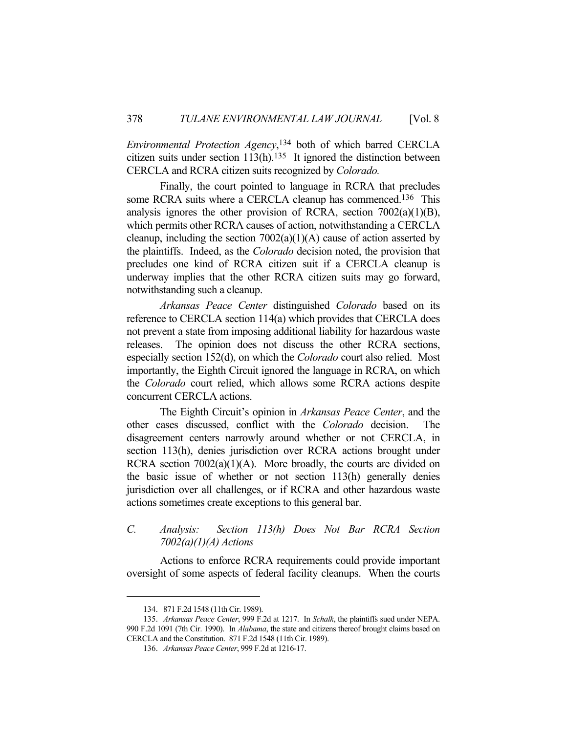*Environmental Protection Agency*,[134] both of which barred CERCLA citizen suits under section 113(h).[135] It ignored the distinction between CERCLA and RCRA citizen suits recognized by *Colorado.*

Finally, the court pointed to language in RCRA that precludes some RCRA suits where a CERCLA cleanup has commenced.[136] This analysis ignores the other provision of RCRA, section 7002(a)(1)(B), which permits other RCRA causes of action, notwithstanding a CERCLA cleanup, including the section 7002(a)(1)(A) cause of action asserted by the plaintiffs. Indeed, as the *Colorado* decision noted, the provision that precludes one kind of RCRA citizen suit if a CERCLA cleanup is underway implies that the other RCRA citizen suits may go forward, notwithstanding such a cleanup.

*Arkansas Peace Center* distinguished *Colorado* based on its reference to CERCLA section 114(a) which provides that CERCLA does not prevent a state from imposing additional liability for hazardous waste releases. The opinion does not discuss the other RCRA sections, especially section 152(d), on which the *Colorado* court also relied. Most importantly, the Eighth Circuit ignored the language in RCRA, on which the *Colorado* court relied, which allows some RCRA actions despite concurrent CERCLA actions.

The Eighth Circuit's opinion in *Arkansas Peace Center*, and the other cases discussed, conflict with the *Colorado* decision. The disagreement centers narrowly around whether or not CERCLA, in section 113(h), denies jurisdiction over RCRA actions brought under RCRA section 7002(a)(1)(A). More broadly, the courts are divided on the basic issue of whether or not section 113(h) generally denies jurisdiction over all challenges, or if RCRA and other hazardous waste actions sometimes create exceptions to this general bar.

### *C. Analysis: Section 113(h) Does Not Bar RCRA Section 7002(a)(1)(A) Actions*

Actions to enforce RCRA requirements could provide important oversight of some aspects of federal facility cleanups. When the courts

---

134. 871 F.2d 1548 (11th Cir. 1989).

135. *Arkansas Peace Center*, 999 F.2d at 1217. In *Schalk*, the plaintiffs sued under NEPA. 990 F.2d 1091 (7th Cir. 1990). In *Alabama*, the state and citizens thereof brought claims based on CERCLA and the Constitution. 871 F.2d 1548 (11th Cir. 1989).

136. *Arkansas Peace Center*, 999 F.2d at 1216-17.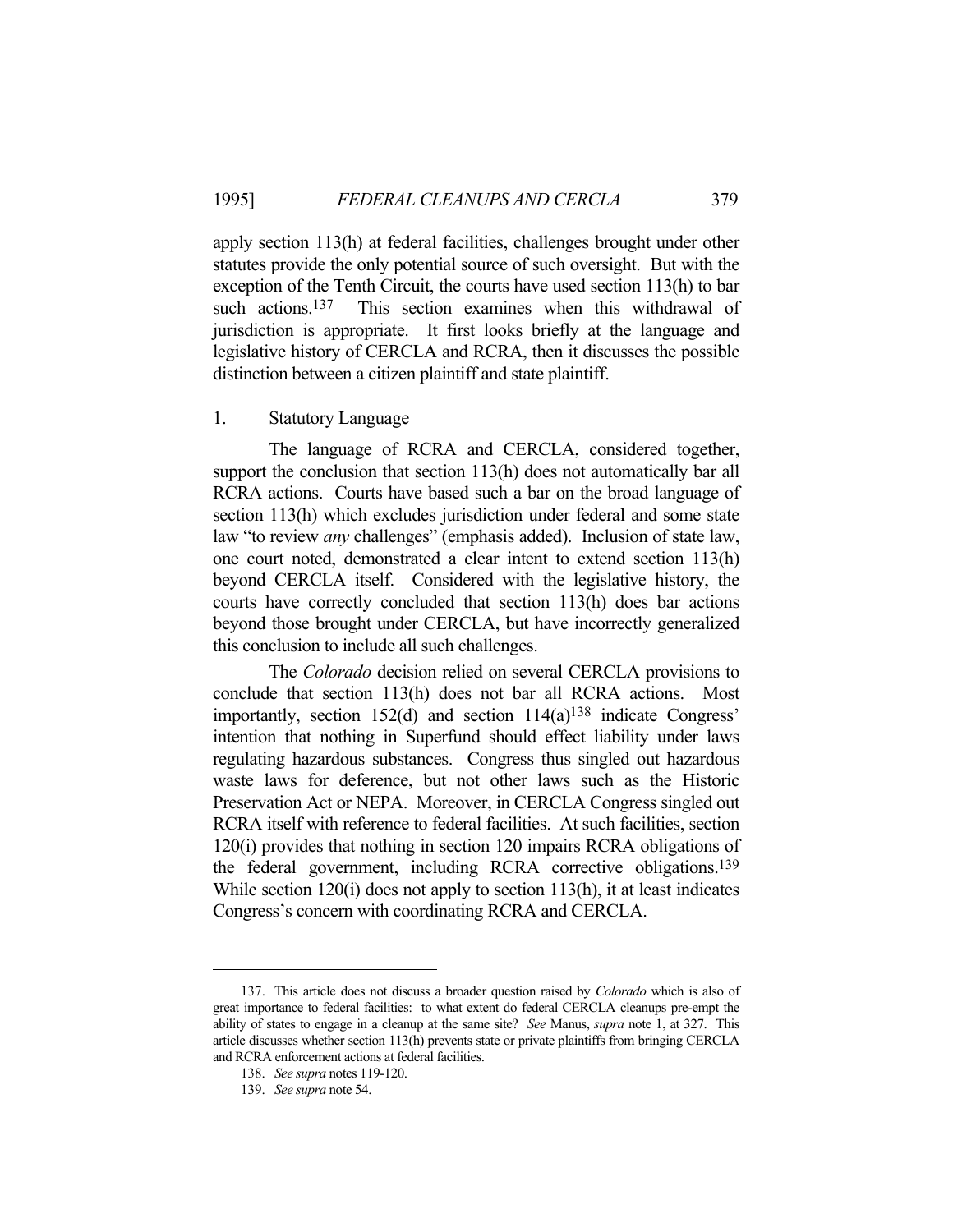apply section 113(h) at federal facilities, challenges brought under other statutes provide the only potential source of such oversight. But with the exception of the Tenth Circuit, the courts have used section 113(h) to bar such actions.[137] This section examines when this withdrawal of jurisdiction is appropriate. It first looks briefly at the language and legislative history of CERCLA and RCRA, then it discusses the possible distinction between a citizen plaintiff and state plaintiff.

### 1. Statutory Language

The language of RCRA and CERCLA, considered together, support the conclusion that section 113(h) does not automatically bar all RCRA actions. Courts have based such a bar on the broad language of section 113(h) which excludes jurisdiction under federal and some state law "to review *any* challenges" (emphasis added). Inclusion of state law, one court noted, demonstrated a clear intent to extend section 113(h) beyond CERCLA itself. Considered with the legislative history, the courts have correctly concluded that section 113(h) does bar actions beyond those brought under CERCLA, but have incorrectly generalized this conclusion to include all such challenges.

The *Colorado* decision relied on several CERCLA provisions to conclude that section 113(h) does not bar all RCRA actions. Most importantly, section 152(d) and section 114(a)[138] indicate Congress' intention that nothing in Superfund should effect liability under laws regulating hazardous substances. Congress thus singled out hazardous waste laws for deference, but not other laws such as the Historic Preservation Act or NEPA. Moreover, in CERCLA Congress singled out RCRA itself with reference to federal facilities. At such facilities, section 120(i) provides that nothing in section 120 impairs RCRA obligations of the federal government, including RCRA corrective obligations.[139] While section 120(i) does not apply to section 113(h), it at least indicates Congress's concern with coordinating RCRA and CERCLA.

---

137. This article does not discuss a broader question raised by *Colorado* which is also of great importance to federal facilities: to what extent do federal CERCLA cleanups pre-empt the ability of states to engage in a cleanup at the same site? *See* Manus, *supra* note 1, at 327. This article discusses whether section 113(h) prevents state or private plaintiffs from bringing CERCLA and RCRA enforcement actions at federal facilities.

138. *See supra* notes 119-120.

139. *See supra* note 54.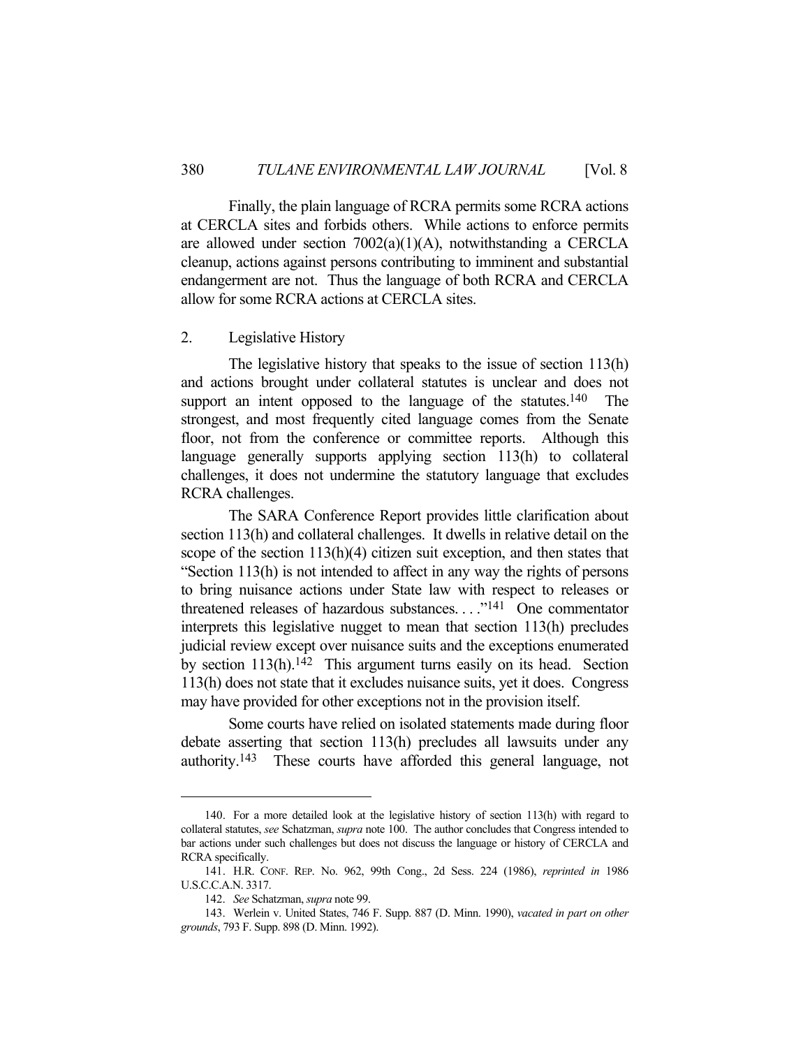Finally, the plain language of RCRA permits some RCRA actions at CERCLA sites and forbids others. While actions to enforce permits are allowed under section 7002(a)(1)(A), notwithstanding a CERCLA cleanup, actions against persons contributing to imminent and substantial endangerment are not. Thus the language of both RCRA and CERCLA allow for some RCRA actions at CERCLA sites.

### 2. Legislative History

The legislative history that speaks to the issue of section 113(h) and actions brought under collateral statutes is unclear and does not support an intent opposed to the language of the statutes.[140] The strongest, and most frequently cited language comes from the Senate floor, not from the conference or committee reports. Although this language generally supports applying section 113(h) to collateral challenges, it does not undermine the statutory language that excludes RCRA challenges.

The SARA Conference Report provides little clarification about section 113(h) and collateral challenges. It dwells in relative detail on the scope of the section 113(h)(4) citizen suit exception, and then states that "Section 113(h) is not intended to affect in any way the rights of persons to bring nuisance actions under State law with respect to releases or threatened releases of hazardous substances. . . ."[141] One commentator interprets this legislative nugget to mean that section 113(h) precludes judicial review except over nuisance suits and the exceptions enumerated by section 113(h).[142] This argument turns easily on its head. Section 113(h) does not state that it excludes nuisance suits, yet it does. Congress may have provided for other exceptions not in the provision itself.

Some courts have relied on isolated statements made during floor debate asserting that section 113(h) precludes all lawsuits under any authority.[143] These courts have afforded this general language, not

---

140. For a more detailed look at the legislative history of section 113(h) with regard to collateral statutes, *see* Schatzman, *supra* note 100. The author concludes that Congress intended to bar actions under such challenges but does not discuss the language or history of CERCLA and RCRA specifically.

141. H.R. CONF. REP. No. 962, 99th Cong., 2d Sess. 224 (1986), *reprinted in* 1986 U.S.C.C.A.N. 3317.

142. *See* Schatzman, *supra* note 99.

143. Werlein v. United States, 746 F. Supp. 887 (D. Minn. 1990), *vacated in part on other grounds*, 793 F. Supp. 898 (D. Minn. 1992).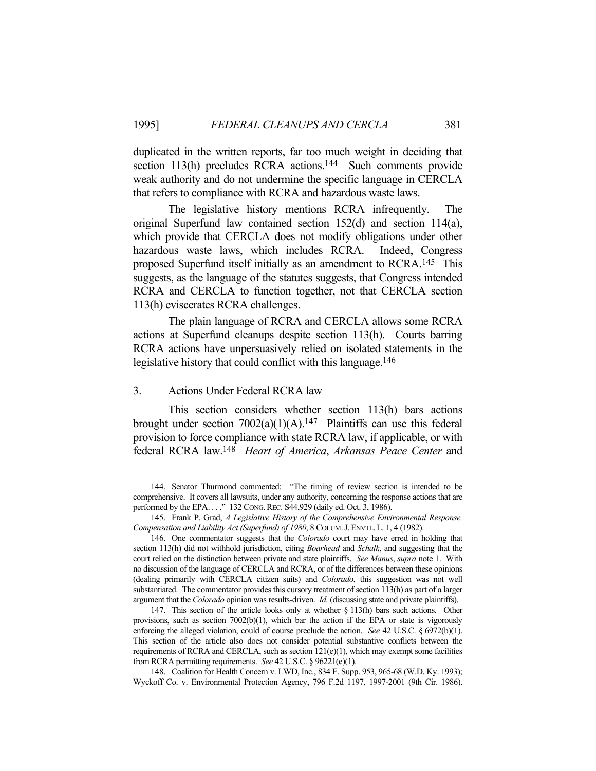duplicated in the written reports, far too much weight in deciding that section 113(h) precludes RCRA actions.[144] Such comments provide weak authority and do not undermine the specific language in CERCLA that refers to compliance with RCRA and hazardous waste laws.

The legislative history mentions RCRA infrequently. The original Superfund law contained section 152(d) and section 114(a), which provide that CERCLA does not modify obligations under other hazardous waste laws, which includes RCRA. Indeed, Congress proposed Superfund itself initially as an amendment to RCRA.[145] This suggests, as the language of the statutes suggests, that Congress intended RCRA and CERCLA to function together, not that CERCLA section 113(h) eviscerates RCRA challenges.

The plain language of RCRA and CERCLA allows some RCRA actions at Superfund cleanups despite section 113(h). Courts barring RCRA actions have unpersuasively relied on isolated statements in the legislative history that could conflict with this language.[146]

### 3. Actions Under Federal RCRA law

This section considers whether section 113(h) bars actions brought under section 7002(a)(1)(A).[147] Plaintiffs can use this federal provision to force compliance with state RCRA law, if applicable, or with federal RCRA law.[148] *Heart of America*, *Arkansas Peace Center* and

---

144. Senator Thurmond commented: "The timing of review section is intended to be comprehensive. It covers all lawsuits, under any authority, concerning the response actions that are performed by the EPA. . . ." 132 CONG. REC. S44,929 (daily ed. Oct. 3, 1986).

145. Frank P. Grad, *A Legislative History of the Comprehensive Environmental Response, Compensation and Liability Act (Superfund) of 1980*, 8 COLUM. J. ENVTL. L. 1, 4 (1982).

146. One commentator suggests that the *Colorado* court may have erred in holding that section 113(h) did not withhold jurisdiction, citing *Boarhead* and *Schalk*, and suggesting that the court relied on the distinction between private and state plaintiffs. *See Manus*, *supra* note 1. With no discussion of the language of CERCLA and RCRA, or of the differences between these opinions (dealing primarily with CERCLA citizen suits) and *Colorado*, this suggestion was not well substantiated. The commentator provides this cursory treatment of section 113(h) as part of a larger argument that the *Colorado* opinion was results-driven. *Id.* (discussing state and private plaintiffs).

147. This section of the article looks only at whether § 113(h) bars such actions. Other provisions, such as section 7002(b)(1), which bar the action if the EPA or state is vigorously enforcing the alleged violation, could of course preclude the action. *See* 42 U.S.C. § 6972(b)(1). This section of the article also does not consider potential substantive conflicts between the requirements of RCRA and CERCLA, such as section 121(e)(1), which may exempt some facilities from RCRA permitting requirements. *See* 42 U.S.C. § 96221(e)(1).

148. Coalition for Health Concern v. LWD, Inc., 834 F. Supp. 953, 965-68 (W.D. Ky. 1993); Wyckoff Co. v. Environmental Protection Agency, 796 F.2d 1197, 1997-2001 (9th Cir. 1986).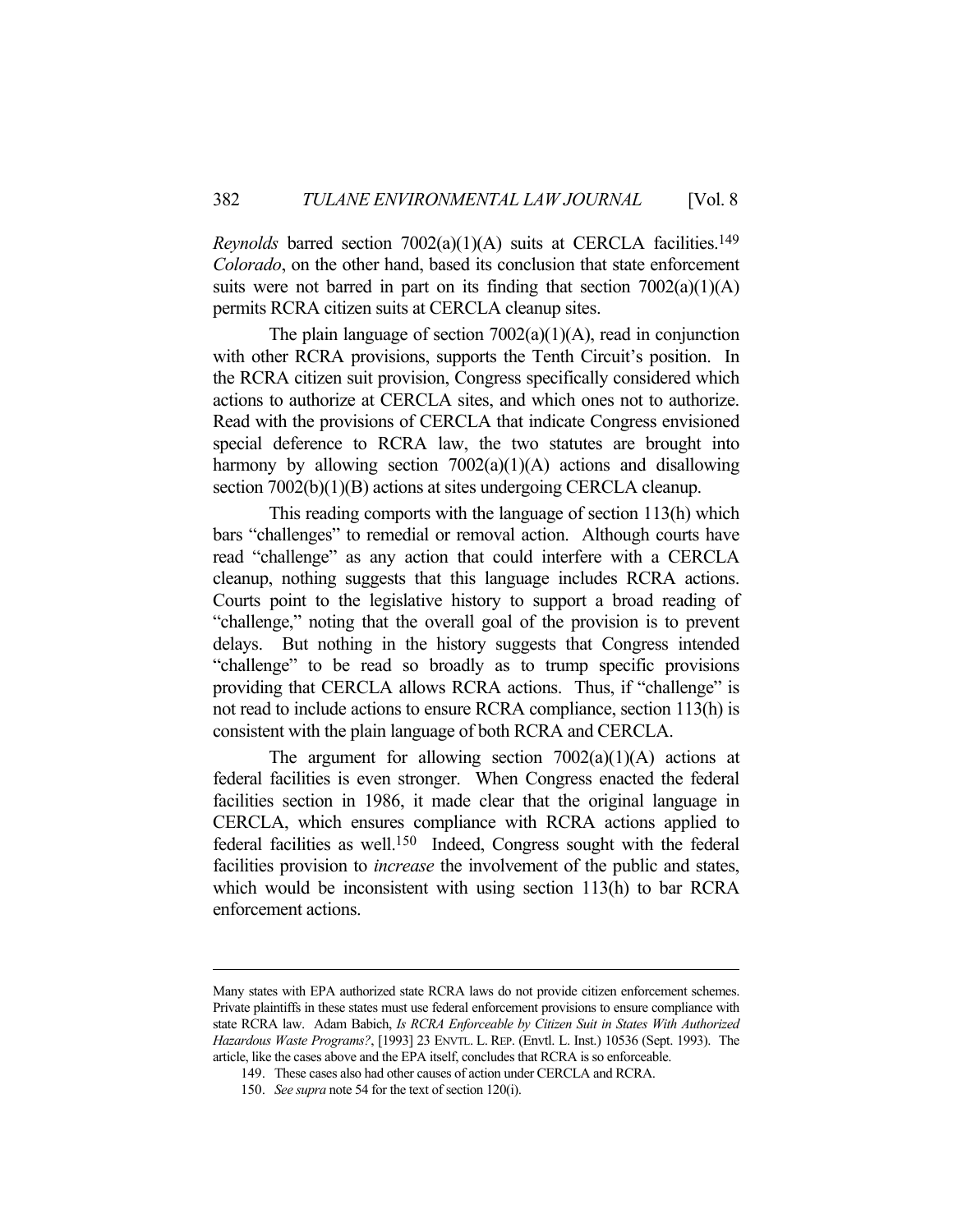*Reynolds* barred section 7002(a)(1)(A) suits at CERCLA facilities.[149] *Colorado*, on the other hand, based its conclusion that state enforcement suits were not barred in part on its finding that section 7002(a)(1)(A) permits RCRA citizen suits at CERCLA cleanup sites.

The plain language of section 7002(a)(1)(A), read in conjunction with other RCRA provisions, supports the Tenth Circuit's position. In the RCRA citizen suit provision, Congress specifically considered which actions to authorize at CERCLA sites, and which ones not to authorize. Read with the provisions of CERCLA that indicate Congress envisioned special deference to RCRA law, the two statutes are brought into harmony by allowing section 7002(a)(1)(A) actions and disallowing section 7002(b)(1)(B) actions at sites undergoing CERCLA cleanup.

This reading comports with the language of section 113(h) which bars "challenges" to remedial or removal action. Although courts have read "challenge" as any action that could interfere with a CERCLA cleanup, nothing suggests that this language includes RCRA actions. Courts point to the legislative history to support a broad reading of "challenge," noting that the overall goal of the provision is to prevent delays. But nothing in the history suggests that Congress intended "challenge" to be read so broadly as to trump specific provisions providing that CERCLA allows RCRA actions. Thus, if "challenge" is not read to include actions to ensure RCRA compliance, section 113(h) is consistent with the plain language of both RCRA and CERCLA.

The argument for allowing section 7002(a)(1)(A) actions at federal facilities is even stronger. When Congress enacted the federal facilities section in 1986, it made clear that the original language in CERCLA, which ensures compliance with RCRA actions applied to federal facilities as well.[150] Indeed, Congress sought with the federal facilities provision to *increase* the involvement of the public and states, which would be inconsistent with using section 113(h) to bar RCRA enforcement actions.

---

Many states with EPA authorized state RCRA laws do not provide citizen enforcement schemes. Private plaintiffs in these states must use federal enforcement provisions to ensure compliance with state RCRA law. Adam Babich, *Is RCRA Enforceable by Citizen Suit in States With Authorized Hazardous Waste Programs?*, [1993] 23 ENVTL. L. REP. (Envtl. L. Inst.) 10536 (Sept. 1993). The article, like the cases above and the EPA itself, concludes that RCRA is so enforceable.

149. These cases also had other causes of action under CERCLA and RCRA.

150. *See supra* note 54 for the text of section 120(i).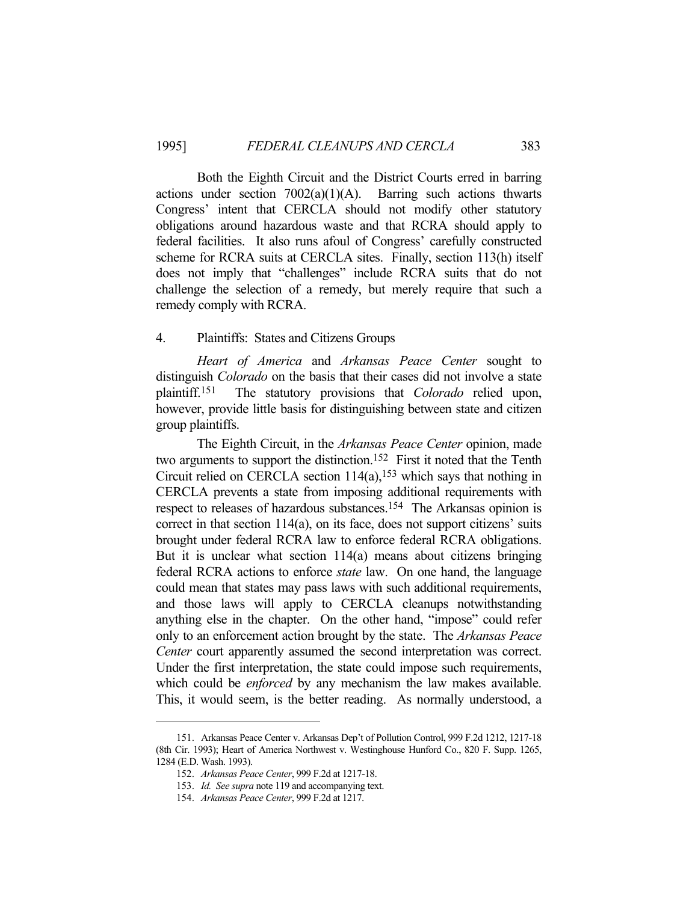Both the Eighth Circuit and the District Courts erred in barring actions under section 7002(a)(1)(A). Barring such actions thwarts Congress' intent that CERCLA should not modify other statutory obligations around hazardous waste and that RCRA should apply to federal facilities. It also runs afoul of Congress' carefully constructed scheme for RCRA suits at CERCLA sites. Finally, section 113(h) itself does not imply that "challenges" include RCRA suits that do not challenge the selection of a remedy, but merely require that such a remedy comply with RCRA.

### 4. Plaintiffs: States and Citizens Groups

*Heart of America* and *Arkansas Peace Center* sought to distinguish *Colorado* on the basis that their cases did not involve a state plaintiff.[151] The statutory provisions that *Colorado* relied upon, however, provide little basis for distinguishing between state and citizen group plaintiffs.

The Eighth Circuit, in the *Arkansas Peace Center* opinion, made two arguments to support the distinction.[152] First it noted that the Tenth Circuit relied on CERCLA section 114(a),[153] which says that nothing in CERCLA prevents a state from imposing additional requirements with respect to releases of hazardous substances.[154] The Arkansas opinion is correct in that section 114(a), on its face, does not support citizens' suits brought under federal RCRA law to enforce federal RCRA obligations. But it is unclear what section 114(a) means about citizens bringing federal RCRA actions to enforce *state* law. On one hand, the language could mean that states may pass laws with such additional requirements, and those laws will apply to CERCLA cleanups notwithstanding anything else in the chapter. On the other hand, "impose" could refer only to an enforcement action brought by the state. The *Arkansas Peace Center* court apparently assumed the second interpretation was correct. Under the first interpretation, the state could impose such requirements, which could be *enforced* by any mechanism the law makes available. This, it would seem, is the better reading. As normally understood, a

---

151. Arkansas Peace Center v. Arkansas Dep't of Pollution Control, 999 F.2d 1212, 1217-18 (8th Cir. 1993); Heart of America Northwest v. Westinghouse Hunford Co., 820 F. Supp. 1265, 1284 (E.D. Wash. 1993).

152. *Arkansas Peace Center*, 999 F.2d at 1217-18.

153. *Id. See supra* note 119 and accompanying text.

154. *Arkansas Peace Center*, 999 F.2d at 1217.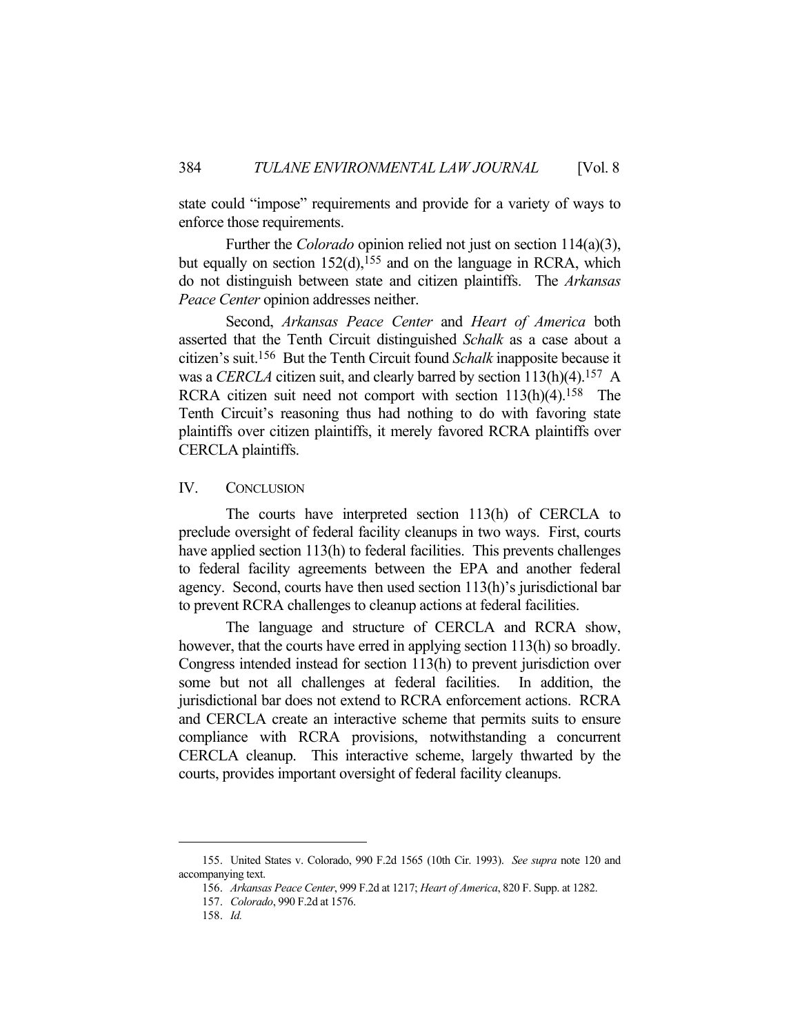state could "impose" requirements and provide for a variety of ways to enforce those requirements.

Further the *Colorado* opinion relied not just on section 114(a)(3), but equally on section 152(d),[155] and on the language in RCRA, which do not distinguish between state and citizen plaintiffs. The *Arkansas Peace Center* opinion addresses neither.

Second, *Arkansas Peace Center* and *Heart of America* both asserted that the Tenth Circuit distinguished *Schalk* as a case about a citizen's suit.[156] But the Tenth Circuit found *Schalk* inapposite because it was a *CERCLA* citizen suit, and clearly barred by section 113(h)(4).[157] A RCRA citizen suit need not comport with section 113(h)(4).[158] The Tenth Circuit's reasoning thus had nothing to do with favoring state plaintiffs over citizen plaintiffs, it merely favored RCRA plaintiffs over CERCLA plaintiffs.

## IV. CONCLUSION

The courts have interpreted section 113(h) of CERCLA to preclude oversight of federal facility cleanups in two ways. First, courts have applied section 113(h) to federal facilities. This prevents challenges to federal facility agreements between the EPA and another federal agency. Second, courts have then used section 113(h)'s jurisdictional bar to prevent RCRA challenges to cleanup actions at federal facilities.

The language and structure of CERCLA and RCRA show, however, that the courts have erred in applying section 113(h) so broadly. Congress intended instead for section 113(h) to prevent jurisdiction over some but not all challenges at federal facilities. In addition, the jurisdictional bar does not extend to RCRA enforcement actions. RCRA and CERCLA create an interactive scheme that permits suits to ensure compliance with RCRA provisions, notwithstanding a concurrent CERCLA cleanup. This interactive scheme, largely thwarted by the courts, provides important oversight of federal facility cleanups.

---

155. United States v. Colorado, 990 F.2d 1565 (10th Cir. 1993). *See supra* note 120 and accompanying text.

156. *Arkansas Peace Center*, 999 F.2d at 1217; *Heart of America*, 820 F. Supp. at 1282.

157. *Colorado*, 990 F.2d at 1576.

158. *Id.*